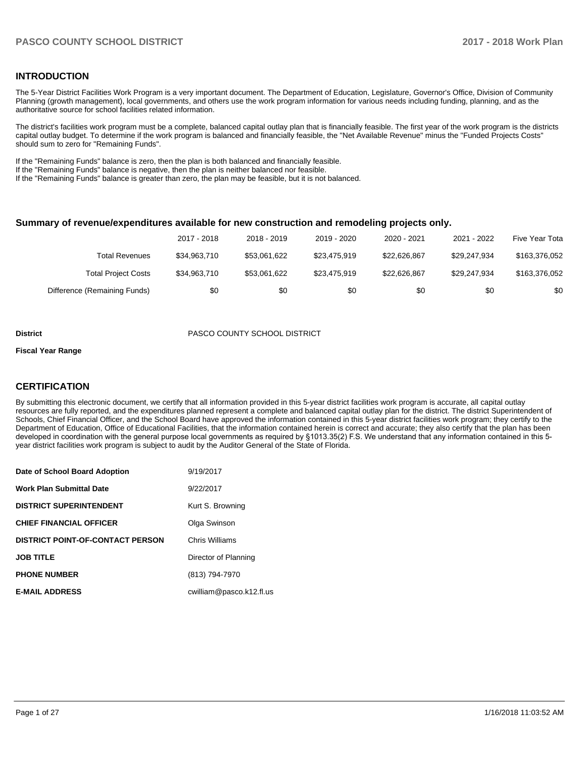## INTRODUCTION

The 5-Year District Facilities Work Program is a very important document. The Department of Education, Legislature, Governor's Office, Division of Community Planning (growth management), local governments, and others use the work program information for various needs including funding, planning, and as the authoritative source for school facilities related information.

The district's facilities work program must be a complete, balanced capital outlay plan that is financially feasible. The first year of the work program is the districts capital outlay budget. To determine if the work program is balanced and financially feasible, the "Net Available Revenue" minus the "Funded Projects Costs" should sum to zero for "Remaining Funds".

If the "Remaining Funds" balance is zero, then the plan is both balanced and financially feasible.
If the "Remaining Funds" balance is negative, then the plan is neither balanced nor feasible.
If the "Remaining Funds" balance is greater than zero, the plan may be feasible, but it is not balanced.

### Summary of revenue/expenditures available for new construction and remodeling projects only.

| | 2017 - 2018 | 2018 - 2019 | 2019 - 2020 | 2020 - 2021 | 2021 - 2022 | Five Year Tota |
|---|---|---|---|---|---|---|
| Total Revenues | $34,963,710 | $53,061,622 | $23,475,919 | $22,626,867 | $29,247,934 | $163,376,052 |
| Total Project Costs | $34,963,710 | $53,061,622 | $23,475,919 | $22,626,867 | $29,247,934 | $163,376,052 |
| Difference (Remaining Funds) | $0 | $0 | $0 | $0 | $0 | $0 |

**District** PASCO COUNTY SCHOOL DISTRICT

**Fiscal Year Range**

## CERTIFICATION

By submitting this electronic document, we certify that all information provided in this 5-year district facilities work program is accurate, all capital outlay resources are fully reported, and the expenditures planned represent a complete and balanced capital outlay plan for the district. The district Superintendent of Schools, Chief Financial Officer, and the School Board have approved the information contained in this 5-year district facilities work program; they certify to the Department of Education, Office of Educational Facilities, that the information contained herein is correct and accurate; they also certify that the plan has been developed in coordination with the general purpose local governments as required by §1013.35(2) F.S. We understand that any information contained in this 5-year district facilities work program is subject to audit by the Auditor General of the State of Florida.

| | |
|---|---|
| **Date of School Board Adoption** | 9/19/2017 |
| **Work Plan Submittal Date** | 9/22/2017 |
| **DISTRICT SUPERINTENDENT** | Kurt S. Browning |
| **CHIEF FINANCIAL OFFICER** | Olga Swinson |
| **DISTRICT POINT-OF-CONTACT PERSON** | Chris Williams |
| **JOB TITLE** | Director of Planning |
| **PHONE NUMBER** | (813) 794-7970 |
| **E-MAIL ADDRESS** | cwilliam@pasco.k12.fl.us |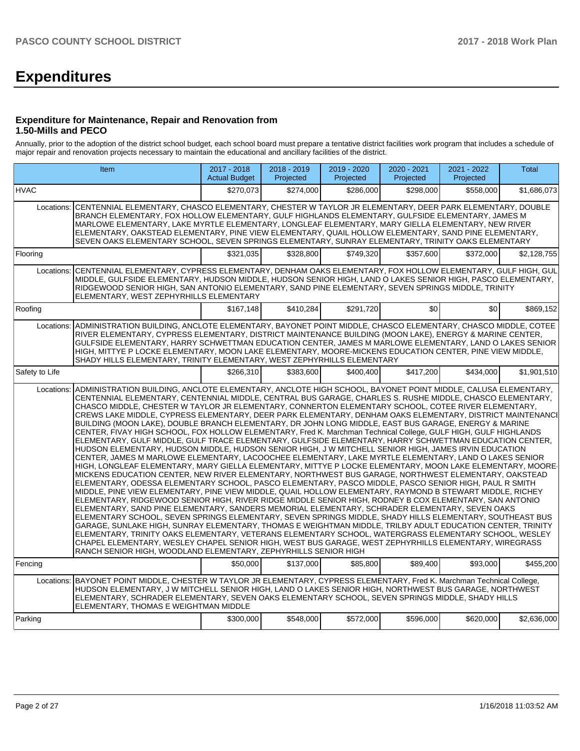# Expenditures

### Expenditure for Maintenance, Repair and Renovation from 1.50-Mills and PECO

Annually, prior to the adoption of the district school budget, each school board must prepare a tentative district facilities work program that includes a schedule of major repair and renovation projects necessary to maintain the educational and ancillary facilities of the district.

| Item | | 2017 - 2018 Actual Budget | 2018 - 2019 Projected | 2019 - 2020 Projected | 2020 - 2021 Projected | 2021 - 2022 Projected | Total |
|---|---|---|---|---|---|---|---|
| HVAC | | $270,073 | $274,000 | $286,000 | $298,000 | $558,000 | $1,686,073 |
| Locations: | CENTENNIAL ELEMENTARY, CHASCO ELEMENTARY, CHESTER W TAYLOR JR ELEMENTARY, DEER PARK ELEMENTARY, DOUBLE BRANCH ELEMENTARY, FOX HOLLOW ELEMENTARY, GULF HIGHLANDS ELEMENTARY, GULFSIDE ELEMENTARY, JAMES M MARLOWE ELEMENTARY, LAKE MYRTLE ELEMENTARY, LONGLEAF ELEMENTARY, MARY GIELLA ELEMENTARY, NEW RIVER ELEMENTARY, OAKSTEAD ELEMENTARY, PINE VIEW ELEMENTARY, QUAIL HOLLOW ELEMENTARY, SAND PINE ELEMENTARY, SEVEN OAKS ELEMENTARY SCHOOL, SEVEN SPRINGS ELEMENTARY, SUNRAY ELEMENTARY, TRINITY OAKS ELEMENTARY | | | | | | |
| Flooring | | $321,035 | $328,800 | $749,320 | $357,600 | $372,000 | $2,128,755 |
| Locations: | CENTENNIAL ELEMENTARY, CYPRESS ELEMENTARY, DENHAM OAKS ELEMENTARY, FOX HOLLOW ELEMENTARY, GULF HIGH, GULF MIDDLE, GULFSIDE ELEMENTARY, HUDSON MIDDLE, HUDSON SENIOR HIGH, LAND O LAKES SENIOR HIGH, PASCO ELEMENTARY, RIDGEWOOD SENIOR HIGH, SAN ANTONIO ELEMENTARY, SAND PINE ELEMENTARY, SEVEN SPRINGS MIDDLE, TRINITY ELEMENTARY, WEST ZEPHYRHILLS ELEMENTARY | | | | | | |
| Roofing | | $167,148 | $410,284 | $291,720 | $0 | $0 | $869,152 |
| Locations: | ADMINISTRATION BUILDING, ANCLOTE ELEMENTARY, BAYONET POINT MIDDLE, CHASCO ELEMENTARY, CHASCO MIDDLE, COTEE RIVER ELEMENTARY, CYPRESS ELEMENTARY, DISTRICT MAINTENANCE BUILDING (MOON LAKE), ENERGY & MARINE CENTER, GULFSIDE ELEMENTARY, HARRY SCHWETTMAN EDUCATION CENTER, JAMES M MARLOWE ELEMENTARY, LAND O LAKES SENIOR HIGH, MITTYE P LOCKE ELEMENTARY, MOON LAKE ELEMENTARY, MOORE-MICKENS EDUCATION CENTER, PINE VIEW MIDDLE, SHADY HILLS ELEMENTARY, TRINITY ELEMENTARY, WEST ZEPHYRHILLS ELEMENTARY | | | | | | |
| Safety to Life | | $266,310 | $383,600 | $400,400 | $417,200 | $434,000 | $1,901,510 |
| Locations: | ADMINISTRATION BUILDING, ANCLOTE ELEMENTARY, ANCLOTE HIGH SCHOOL, BAYONET POINT MIDDLE, CALUSA ELEMENTARY, CENTENNIAL ELEMENTARY, CENTENNIAL MIDDLE, CENTRAL BUS GARAGE, CHARLES S. RUSHE MIDDLE, CHASCO ELEMENTARY, CHASCO MIDDLE, CHESTER W TAYLOR JR ELEMENTARY, CONNERTON ELEMENTARY SCHOOL, COTEE RIVER ELEMENTARY, CREWS LAKE MIDDLE, CYPRESS ELEMENTARY, DEER PARK ELEMENTARY, DENHAM OAKS ELEMENTARY, DISTRICT MAINTENANCE BUILDING (MOON LAKE), DOUBLE BRANCH ELEMENTARY, DR JOHN LONG MIDDLE, EAST BUS GARAGE, ENERGY & MARINE CENTER, FIVAY HIGH SCHOOL, FOX HOLLOW ELEMENTARY, Fred K. Marchman Technical College, GULF HIGH, GULF HIGHLANDS ELEMENTARY, GULF MIDDLE, GULF TRACE ELEMENTARY, GULFSIDE ELEMENTARY, HARRY SCHWETTMAN EDUCATION CENTER, HUDSON ELEMENTARY, HUDSON MIDDLE, HUDSON SENIOR HIGH, J W MITCHELL SENIOR HIGH, JAMES IRVIN EDUCATION CENTER, JAMES M MARLOWE ELEMENTARY, LACOOCHEE ELEMENTARY, LAKE MYRTLE ELEMENTARY, LAND O LAKES SENIOR HIGH, LONGLEAF ELEMENTARY, MARY GIELLA ELEMENTARY, MITTYE P LOCKE ELEMENTARY, MOON LAKE ELEMENTARY, MOORE-MICKENS EDUCATION CENTER, NEW RIVER ELEMENTARY, NORTHWEST BUS GARAGE, NORTHWEST ELEMENTARY, OAKSTEAD ELEMENTARY, ODESSA ELEMENTARY SCHOOL, PASCO ELEMENTARY, PASCO MIDDLE, PASCO SENIOR HIGH, PAUL R SMITH MIDDLE, PINE VIEW ELEMENTARY, PINE VIEW MIDDLE, QUAIL HOLLOW ELEMENTARY, RAYMOND B STEWART MIDDLE, RICHEY ELEMENTARY, RIDGEWOOD SENIOR HIGH, RIVER RIDGE MIDDLE SENIOR HIGH, RODNEY B COX ELEMENTARY, SAN ANTONIO ELEMENTARY, SAND PINE ELEMENTARY, SANDERS MEMORIAL ELEMENTARY, SCHRADER ELEMENTARY, SEVEN OAKS ELEMENTARY SCHOOL, SEVEN SPRINGS ELEMENTARY, SEVEN SPRINGS MIDDLE, SHADY HILLS ELEMENTARY, SOUTHEAST BUS GARAGE, SUNLAKE HIGH, SUNRAY ELEMENTARY, THOMAS E WEIGHTMAN MIDDLE, TRILBY ADULT EDUCATION CENTER, TRINITY ELEMENTARY, TRINITY OAKS ELEMENTARY, VETERANS ELEMENTARY SCHOOL, WATERGRASS ELEMENTARY SCHOOL, WESLEY CHAPEL ELEMENTARY, WESLEY CHAPEL SENIOR HIGH, WEST BUS GARAGE, WEST ZEPHYRHILLS ELEMENTARY, WIREGRASS RANCH SENIOR HIGH, WOODLAND ELEMENTARY, ZEPHYRHILLS SENIOR HIGH | | | | | | |
| Fencing | | $50,000 | $137,000 | $85,800 | $89,400 | $93,000 | $455,200 |
| Locations: | BAYONET POINT MIDDLE, CHESTER W TAYLOR JR ELEMENTARY, CYPRESS ELEMENTARY, Fred K. Marchman Technical College, HUDSON ELEMENTARY, J W MITCHELL SENIOR HIGH, LAND O LAKES SENIOR HIGH, NORTHWEST BUS GARAGE, NORTHWEST ELEMENTARY, SCHRADER ELEMENTARY, SEVEN OAKS ELEMENTARY SCHOOL, SEVEN SPRINGS MIDDLE, SHADY HILLS ELEMENTARY, THOMAS E WEIGHTMAN MIDDLE | | | | | | |
| Parking | | $300,000 | $548,000 | $572,000 | $596,000 | $620,000 | $2,636,000 |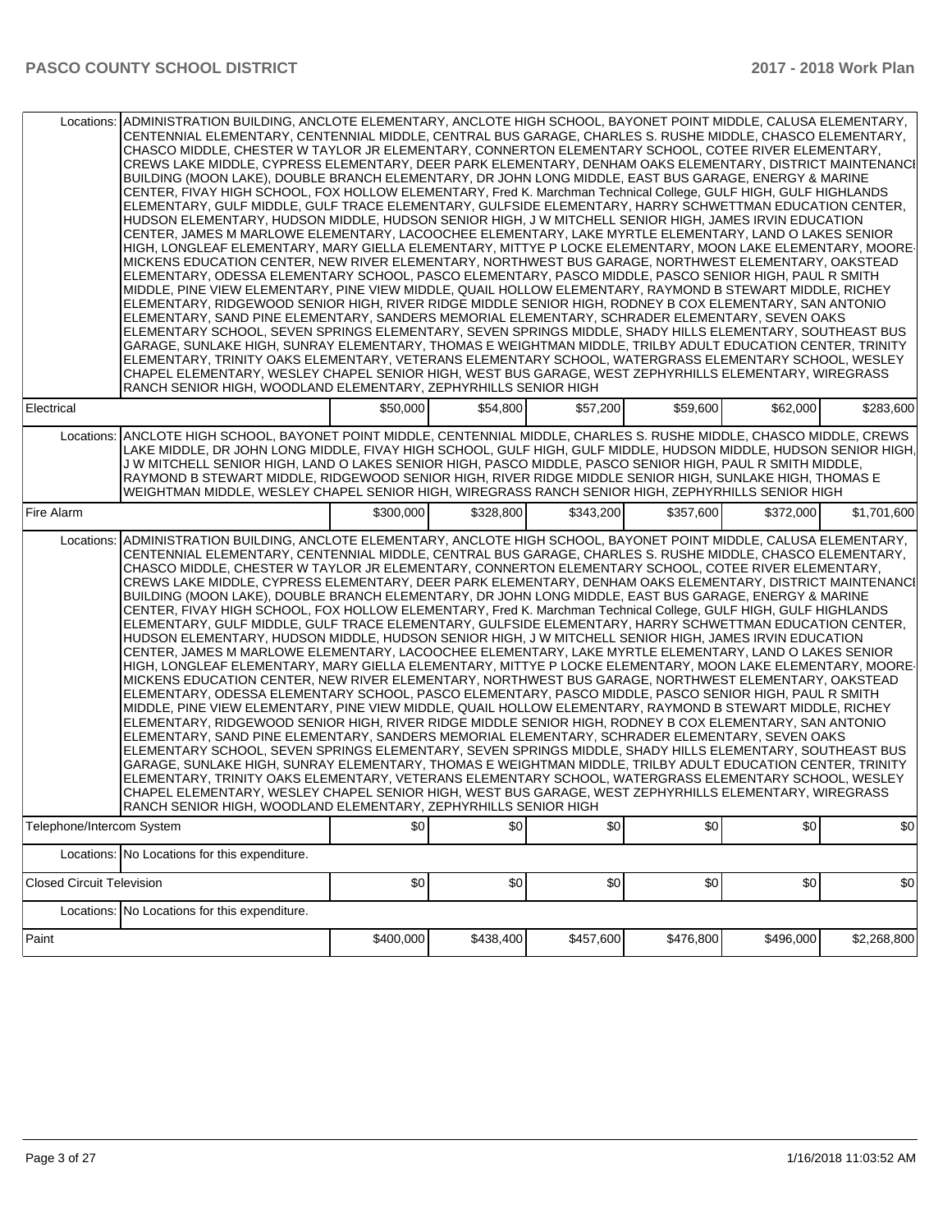| | | | | | | |
|---|---|---|---|---|---|---|
| Locations: | ADMINISTRATION BUILDING, ANCLOTE ELEMENTARY, ANCLOTE HIGH SCHOOL, BAYONET POINT MIDDLE, CALUSA ELEMENTARY, CENTENNIAL ELEMENTARY, CENTENNIAL MIDDLE, CENTRAL BUS GARAGE, CHARLES S. RUSHE MIDDLE, CHASCO ELEMENTARY, CHASCO MIDDLE, CHESTER W TAYLOR JR ELEMENTARY, CONNERTON ELEMENTARY SCHOOL, COTEE RIVER ELEMENTARY, CREWS LAKE MIDDLE, CYPRESS ELEMENTARY, DEER PARK ELEMENTARY, DENHAM OAKS ELEMENTARY, DISTRICT MAINTENANCE BUILDING (MOON LAKE), DOUBLE BRANCH ELEMENTARY, DR JOHN LONG MIDDLE, EAST BUS GARAGE, ENERGY & MARINE CENTER, FIVAY HIGH SCHOOL, FOX HOLLOW ELEMENTARY, Fred K. Marchman Technical College, GULF HIGH, GULF HIGHLANDS ELEMENTARY, GULF MIDDLE, GULF TRACE ELEMENTARY, GULFSIDE ELEMENTARY, HARRY SCHWETTMAN EDUCATION CENTER, HUDSON ELEMENTARY, HUDSON MIDDLE, HUDSON SENIOR HIGH, J W MITCHELL SENIOR HIGH, JAMES IRVIN EDUCATION CENTER, JAMES M MARLOWE ELEMENTARY, LACOOCHEE ELEMENTARY, LAKE MYRTLE ELEMENTARY, LAND O LAKES SENIOR HIGH, LONGLEAF ELEMENTARY, MARY GIELLA ELEMENTARY, MITTYE P LOCKE ELEMENTARY, MOON LAKE ELEMENTARY, MOORE-MICKENS EDUCATION CENTER, NEW RIVER ELEMENTARY, NORTHWEST BUS GARAGE, NORTHWEST ELEMENTARY, OAKSTEAD ELEMENTARY, ODESSA ELEMENTARY SCHOOL, PASCO ELEMENTARY, PASCO MIDDLE, PASCO SENIOR HIGH, PAUL R SMITH MIDDLE, PINE VIEW ELEMENTARY, PINE VIEW MIDDLE, QUAIL HOLLOW ELEMENTARY, RAYMOND B STEWART MIDDLE, RICHEY ELEMENTARY, RIDGEWOOD SENIOR HIGH, RIVER RIDGE MIDDLE SENIOR HIGH, RODNEY B COX ELEMENTARY, SAN ANTONIO ELEMENTARY, SAND PINE ELEMENTARY, SANDERS MEMORIAL ELEMENTARY, SCHRADER ELEMENTARY, SEVEN OAKS ELEMENTARY SCHOOL, SEVEN SPRINGS ELEMENTARY, SEVEN SPRINGS MIDDLE, SHADY HILLS ELEMENTARY, SOUTHEAST BUS GARAGE, SUNLAKE HIGH, SUNRAY ELEMENTARY, THOMAS E WEIGHTMAN MIDDLE, TRILBY ADULT EDUCATION CENTER, TRINITY ELEMENTARY, TRINITY OAKS ELEMENTARY, VETERANS ELEMENTARY SCHOOL, WATERGRASS ELEMENTARY SCHOOL, WESLEY CHAPEL ELEMENTARY, WESLEY CHAPEL SENIOR HIGH, WEST BUS GARAGE, WEST ZEPHYRHILLS ELEMENTARY, WIREGRASS RANCH SENIOR HIGH, WOODLAND ELEMENTARY, ZEPHYRHILLS SENIOR HIGH | | | | | |
| Electrical | | $50,000 | $54,800 | $57,200 | $59,600 | $62,000 | $283,600 |
| Locations: | ANCLOTE HIGH SCHOOL, BAYONET POINT MIDDLE, CENTENNIAL MIDDLE, CHARLES S. RUSHE MIDDLE, CHASCO MIDDLE, CREWS LAKE MIDDLE, DR JOHN LONG MIDDLE, FIVAY HIGH SCHOOL, GULF HIGH, GULF MIDDLE, HUDSON MIDDLE, HUDSON SENIOR HIGH, J W MITCHELL SENIOR HIGH, LAND O LAKES SENIOR HIGH, PASCO MIDDLE, PASCO SENIOR HIGH, PAUL R SMITH MIDDLE, RAYMOND B STEWART MIDDLE, RIDGEWOOD SENIOR HIGH, RIVER RIDGE MIDDLE SENIOR HIGH, SUNLAKE HIGH, THOMAS E WEIGHTMAN MIDDLE, WESLEY CHAPEL SENIOR HIGH, WIREGRASS RANCH SENIOR HIGH, ZEPHYRHILLS SENIOR HIGH | | | | | |
| Fire Alarm | | $300,000 | $328,800 | $343,200 | $357,600 | $372,000 | $1,701,600 |
| Locations: | ADMINISTRATION BUILDING, ANCLOTE ELEMENTARY, ANCLOTE HIGH SCHOOL, BAYONET POINT MIDDLE, CALUSA ELEMENTARY, CENTENNIAL ELEMENTARY, CENTENNIAL MIDDLE, CENTRAL BUS GARAGE, CHARLES S. RUSHE MIDDLE, CHASCO ELEMENTARY, CHASCO MIDDLE, CHESTER W TAYLOR JR ELEMENTARY, CONNERTON ELEMENTARY SCHOOL, COTEE RIVER ELEMENTARY, CREWS LAKE MIDDLE, CYPRESS ELEMENTARY, DEER PARK ELEMENTARY, DENHAM OAKS ELEMENTARY, DISTRICT MAINTENANCE BUILDING (MOON LAKE), DOUBLE BRANCH ELEMENTARY, DR JOHN LONG MIDDLE, EAST BUS GARAGE, ENERGY & MARINE CENTER, FIVAY HIGH SCHOOL, FOX HOLLOW ELEMENTARY, Fred K. Marchman Technical College, GULF HIGH, GULF HIGHLANDS ELEMENTARY, GULF MIDDLE, GULF TRACE ELEMENTARY, GULFSIDE ELEMENTARY, HARRY SCHWETTMAN EDUCATION CENTER, HUDSON ELEMENTARY, HUDSON MIDDLE, HUDSON SENIOR HIGH, J W MITCHELL SENIOR HIGH, JAMES IRVIN EDUCATION CENTER, JAMES M MARLOWE ELEMENTARY, LACOOCHEE ELEMENTARY, LAKE MYRTLE ELEMENTARY, LAND O LAKES SENIOR HIGH, LONGLEAF ELEMENTARY, MARY GIELLA ELEMENTARY, MITTYE P LOCKE ELEMENTARY, MOON LAKE ELEMENTARY, MOORE-MICKENS EDUCATION CENTER, NEW RIVER ELEMENTARY, NORTHWEST BUS GARAGE, NORTHWEST ELEMENTARY, OAKSTEAD ELEMENTARY, ODESSA ELEMENTARY SCHOOL, PASCO ELEMENTARY, PASCO MIDDLE, PASCO SENIOR HIGH, PAUL R SMITH MIDDLE, PINE VIEW ELEMENTARY, PINE VIEW MIDDLE, QUAIL HOLLOW ELEMENTARY, RAYMOND B STEWART MIDDLE, RICHEY ELEMENTARY, RIDGEWOOD SENIOR HIGH, RIVER RIDGE MIDDLE SENIOR HIGH, RODNEY B COX ELEMENTARY, SAN ANTONIO ELEMENTARY, SAND PINE ELEMENTARY, SANDERS MEMORIAL ELEMENTARY, SCHRADER ELEMENTARY, SEVEN OAKS ELEMENTARY SCHOOL, SEVEN SPRINGS ELEMENTARY, SEVEN SPRINGS MIDDLE, SHADY HILLS ELEMENTARY, SOUTHEAST BUS GARAGE, SUNLAKE HIGH, SUNRAY ELEMENTARY, THOMAS E WEIGHTMAN MIDDLE, TRILBY ADULT EDUCATION CENTER, TRINITY ELEMENTARY, TRINITY OAKS ELEMENTARY, VETERANS ELEMENTARY SCHOOL, WATERGRASS ELEMENTARY SCHOOL, WESLEY CHAPEL ELEMENTARY, WESLEY CHAPEL SENIOR HIGH, WEST BUS GARAGE, WEST ZEPHYRHILLS ELEMENTARY, WIREGRASS RANCH SENIOR HIGH, WOODLAND ELEMENTARY, ZEPHYRHILLS SENIOR HIGH | | | | | |
| Telephone/Intercom System | | $0 | $0 | $0 | $0 | $0 | $0 |
| Locations: | No Locations for this expenditure. | | | | | |
| Closed Circuit Television | | $0 | $0 | $0 | $0 | $0 | $0 |
| Locations: | No Locations for this expenditure. | | | | | |
| Paint | | $400,000 | $438,400 | $457,600 | $476,800 | $496,000 | $2,268,800 |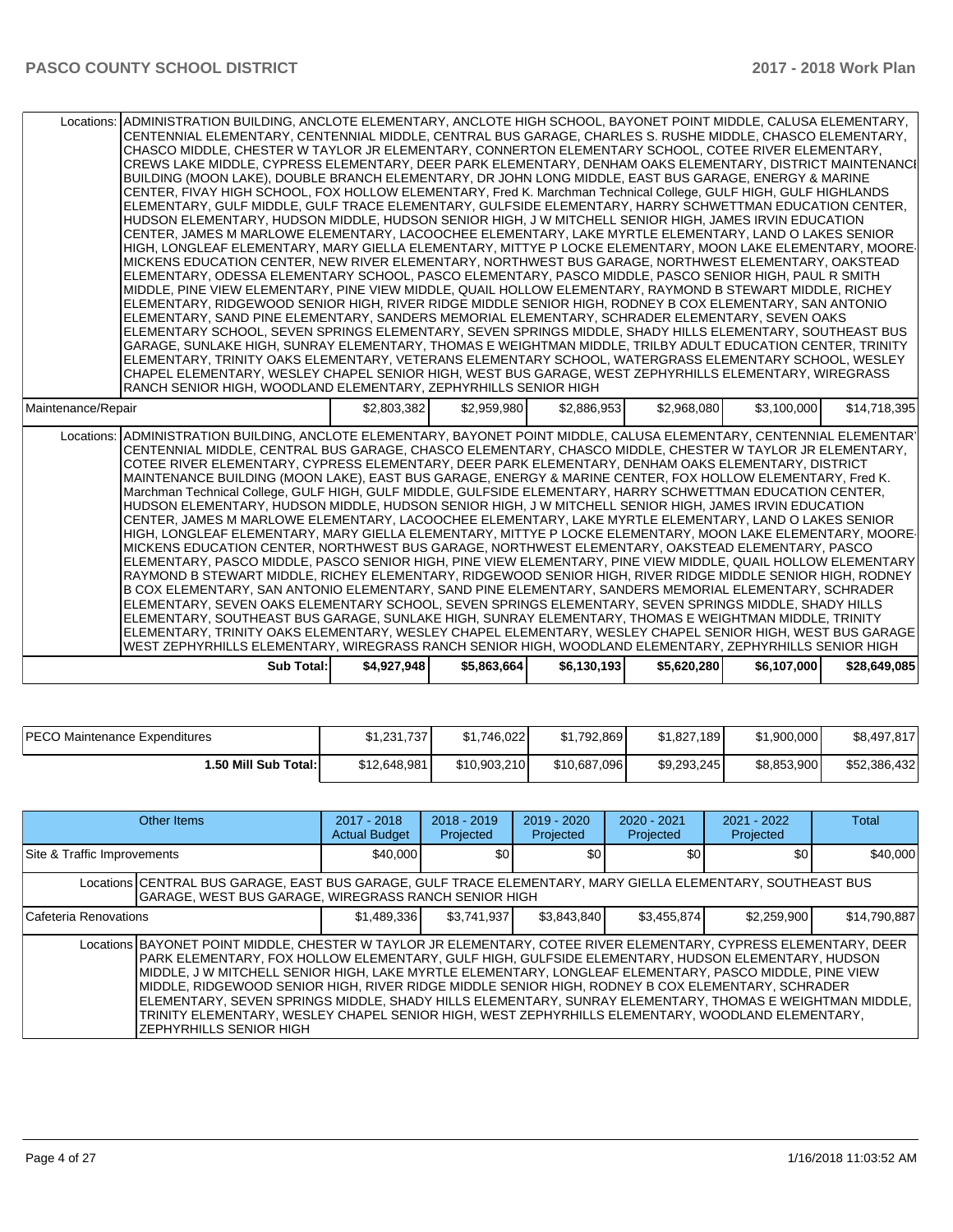| | | | | | | |
|---|---|---|---|---|---|---|
| Locations: | ADMINISTRATION BUILDING, ANCLOTE ELEMENTARY, ANCLOTE HIGH SCHOOL, BAYONET POINT MIDDLE, CALUSA ELEMENTARY, CENTENNIAL ELEMENTARY, CENTENNIAL MIDDLE, CENTRAL BUS GARAGE, CHARLES S. RUSHE MIDDLE, CHASCO ELEMENTARY, CHASCO MIDDLE, CHESTER W TAYLOR JR ELEMENTARY, CONNERTON ELEMENTARY SCHOOL, COTEE RIVER ELEMENTARY, CREWS LAKE MIDDLE, CYPRESS ELEMENTARY, DEER PARK ELEMENTARY, DENHAM OAKS ELEMENTARY, DISTRICT MAINTENANCE BUILDING (MOON LAKE), DOUBLE BRANCH ELEMENTARY, DR JOHN LONG MIDDLE, EAST BUS GARAGE, ENERGY & MARINE CENTER, FIVAY HIGH SCHOOL, FOX HOLLOW ELEMENTARY, Fred K. Marchman Technical College, GULF HIGH, GULF HIGHLANDS ELEMENTARY, GULF MIDDLE, GULF TRACE ELEMENTARY, GULFSIDE ELEMENTARY, HARRY SCHWETTMAN EDUCATION CENTER, HUDSON ELEMENTARY, HUDSON MIDDLE, HUDSON SENIOR HIGH, J W MITCHELL SENIOR HIGH, JAMES IRVIN EDUCATION CENTER, JAMES M MARLOWE ELEMENTARY, LACOOCHEE ELEMENTARY, LAKE MYRTLE ELEMENTARY, LAND O LAKES SENIOR HIGH, LONGLEAF ELEMENTARY, MARY GIELLA ELEMENTARY, MITTYE P LOCKE ELEMENTARY, MOON LAKE ELEMENTARY, MOORE-MICKENS EDUCATION CENTER, NEW RIVER ELEMENTARY, NORTHWEST BUS GARAGE, NORTHWEST ELEMENTARY, OAKSTEAD ELEMENTARY, ODESSA ELEMENTARY SCHOOL, PASCO ELEMENTARY, PASCO MIDDLE, PASCO SENIOR HIGH, PAUL R SMITH MIDDLE, PINE VIEW ELEMENTARY, PINE VIEW MIDDLE, QUAIL HOLLOW ELEMENTARY, RAYMOND B STEWART MIDDLE, RICHEY ELEMENTARY, RIDGEWOOD SENIOR HIGH, RIVER RIDGE MIDDLE SENIOR HIGH, RODNEY B COX ELEMENTARY, SAN ANTONIO ELEMENTARY, SAND PINE ELEMENTARY, SANDERS MEMORIAL ELEMENTARY, SCHRADER ELEMENTARY, SEVEN OAKS ELEMENTARY SCHOOL, SEVEN SPRINGS ELEMENTARY, SEVEN SPRINGS MIDDLE, SHADY HILLS ELEMENTARY, SOUTHEAST BUS GARAGE, SUNLAKE HIGH, SUNRAY ELEMENTARY, THOMAS E WEIGHTMAN MIDDLE, TRILBY ADULT EDUCATION CENTER, TRINITY ELEMENTARY, TRINITY OAKS ELEMENTARY, VETERANS ELEMENTARY SCHOOL, WATERGRASS ELEMENTARY SCHOOL, WESLEY CHAPEL ELEMENTARY, WESLEY CHAPEL SENIOR HIGH, WEST BUS GARAGE, WEST ZEPHYRHILLS ELEMENTARY, WIREGRASS RANCH SENIOR HIGH, WOODLAND ELEMENTARY, ZEPHYRHILLS SENIOR HIGH | | | | | |
| Maintenance/Repair | | $2,803,382 | $2,959,980 | $2,886,953 | $2,968,080 | $3,100,000 | $14,718,395 |
| Locations: | ADMINISTRATION BUILDING, ANCLOTE ELEMENTARY, BAYONET POINT MIDDLE, CALUSA ELEMENTARY, CENTENNIAL ELEMENTARY, CENTENNIAL MIDDLE, CENTRAL BUS GARAGE, CHASCO ELEMENTARY, CHASCO MIDDLE, CHESTER W TAYLOR JR ELEMENTARY, COTEE RIVER ELEMENTARY, CYPRESS ELEMENTARY, DEER PARK ELEMENTARY, DENHAM OAKS ELEMENTARY, DISTRICT MAINTENANCE BUILDING (MOON LAKE), EAST BUS GARAGE, ENERGY & MARINE CENTER, FOX HOLLOW ELEMENTARY, Fred K. Marchman Technical College, GULF HIGH, GULF MIDDLE, GULFSIDE ELEMENTARY, HARRY SCHWETTMAN EDUCATION CENTER, HUDSON ELEMENTARY, HUDSON MIDDLE, HUDSON SENIOR HIGH, J W MITCHELL SENIOR HIGH, JAMES IRVIN EDUCATION CENTER, JAMES M MARLOWE ELEMENTARY, LACOOCHEE ELEMENTARY, LAKE MYRTLE ELEMENTARY, LAND O LAKES SENIOR HIGH, LONGLEAF ELEMENTARY, MARY GIELLA ELEMENTARY, MITTYE P LOCKE ELEMENTARY, MOON LAKE ELEMENTARY, MOORE-MICKENS EDUCATION CENTER, NORTHWEST BUS GARAGE, NORTHWEST ELEMENTARY, OAKSTEAD ELEMENTARY, PASCO ELEMENTARY, PASCO MIDDLE, PASCO SENIOR HIGH, PINE VIEW ELEMENTARY, PINE VIEW MIDDLE, QUAIL HOLLOW ELEMENTARY, RAYMOND B STEWART MIDDLE, RICHEY ELEMENTARY, RIDGEWOOD SENIOR HIGH, RIVER RIDGE MIDDLE SENIOR HIGH, RODNEY B COX ELEMENTARY, SAN ANTONIO ELEMENTARY, SAND PINE ELEMENTARY, SANDERS MEMORIAL ELEMENTARY, SCHRADER ELEMENTARY, SEVEN OAKS ELEMENTARY SCHOOL, SEVEN SPRINGS ELEMENTARY, SEVEN SPRINGS MIDDLE, SHADY HILLS ELEMENTARY, SOUTHEAST BUS GARAGE, SUNLAKE HIGH, SUNRAY ELEMENTARY, THOMAS E WEIGHTMAN MIDDLE, TRINITY ELEMENTARY, TRINITY OAKS ELEMENTARY, WESLEY CHAPEL ELEMENTARY, WESLEY CHAPEL SENIOR HIGH, WEST BUS GARAGE, WEST ZEPHYRHILLS ELEMENTARY, WIREGRASS RANCH SENIOR HIGH, WOODLAND ELEMENTARY, ZEPHYRHILLS SENIOR HIGH | | | | | |
| | **Sub Total:** | **$4,927,948** | **$5,863,664** | **$6,130,193** | **$5,620,280** | **$6,107,000** | **$28,649,085** |

| | | | | | | |
|---|---|---|---|---|---|---|
| PECO Maintenance Expenditures | $1,231,737 | $1,746,022 | $1,792,869 | $1,827,189 | $1,900,000 | $8,497,817 |
| **1.50 Mill Sub Total:** | $12,648,981 | $10,903,210 | $10,687,096 | $9,293,245 | $8,853,900 | $52,386,432 |

| Other Items | | 2017 - 2018 Actual Budget | 2018 - 2019 Projected | 2019 - 2020 Projected | 2020 - 2021 Projected | 2021 - 2022 Projected | Total |
|---|---|---|---|---|---|---|---|
| Site & Traffic Improvements | | $40,000 | $0 | $0 | $0 | $0 | $40,000 |
| Locations | CENTRAL BUS GARAGE, EAST BUS GARAGE, GULF TRACE ELEMENTARY, MARY GIELLA ELEMENTARY, SOUTHEAST BUS GARAGE, WEST BUS GARAGE, WIREGRASS RANCH SENIOR HIGH | | | | | | |
| Cafeteria Renovations | | $1,489,336 | $3,741,937 | $3,843,840 | $3,455,874 | $2,259,900 | $14,790,887 |
| Locations | BAYONET POINT MIDDLE, CHESTER W TAYLOR JR ELEMENTARY, COTEE RIVER ELEMENTARY, CYPRESS ELEMENTARY, DEER PARK ELEMENTARY, FOX HOLLOW ELEMENTARY, GULF HIGH, GULFSIDE ELEMENTARY, HUDSON ELEMENTARY, HUDSON MIDDLE, J W MITCHELL SENIOR HIGH, LAKE MYRTLE ELEMENTARY, LONGLEAF ELEMENTARY, PASCO MIDDLE, PINE VIEW MIDDLE, RIDGEWOOD SENIOR HIGH, RIVER RIDGE MIDDLE SENIOR HIGH, RODNEY B COX ELEMENTARY, SCHRADER ELEMENTARY, SEVEN SPRINGS MIDDLE, SHADY HILLS ELEMENTARY, SUNRAY ELEMENTARY, THOMAS E WEIGHTMAN MIDDLE, TRINITY ELEMENTARY, WESLEY CHAPEL SENIOR HIGH, WEST ZEPHYRHILLS ELEMENTARY, WOODLAND ELEMENTARY, ZEPHYRHILLS SENIOR HIGH | | | | | | |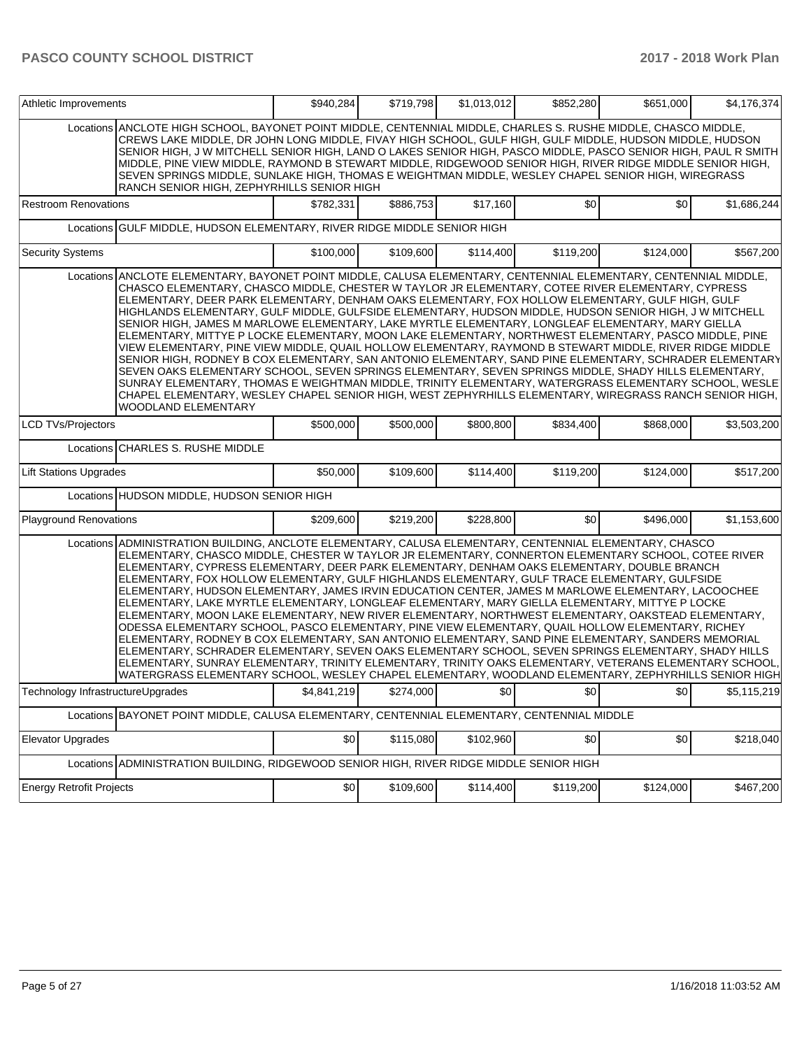| Athletic Improvements | | $940,284 | $719,798 | $1,013,012 | $852,280 | $651,000 | $4,176,374 |
|---|---|---|---|---|---|---|---|
| | Locations | ANCLOTE HIGH SCHOOL, BAYONET POINT MIDDLE, CENTENNIAL MIDDLE, CHARLES S. RUSHE MIDDLE, CHASCO MIDDLE, CREWS LAKE MIDDLE, DR JOHN LONG MIDDLE, FIVAY HIGH SCHOOL, GULF HIGH, GULF MIDDLE, HUDSON MIDDLE, HUDSON SENIOR HIGH, J W MITCHELL SENIOR HIGH, LAND O LAKES SENIOR HIGH, PASCO MIDDLE, PASCO SENIOR HIGH, PAUL R SMITH MIDDLE, PINE VIEW MIDDLE, RAYMOND B STEWART MIDDLE, RIDGEWOOD SENIOR HIGH, RIVER RIDGE MIDDLE SENIOR HIGH, SEVEN SPRINGS MIDDLE, SUNLAKE HIGH, THOMAS E WEIGHTMAN MIDDLE, WESLEY CHAPEL SENIOR HIGH, WIREGRASS RANCH SENIOR HIGH, ZEPHYRHILLS SENIOR HIGH | | | | | |
| Restroom Renovations | | $782,331 | $886,753 | $17,160 | $0 | $0 | $1,686,244 |
| | Locations | GULF MIDDLE, HUDSON ELEMENTARY, RIVER RIDGE MIDDLE SENIOR HIGH | | | | | |
| Security Systems | | $100,000 | $109,600 | $114,400 | $119,200 | $124,000 | $567,200 |
| | Locations | ANCLOTE ELEMENTARY, BAYONET POINT MIDDLE, CALUSA ELEMENTARY, CENTENNIAL ELEMENTARY, CENTENNIAL MIDDLE, CHASCO ELEMENTARY, CHASCO MIDDLE, CHESTER W TAYLOR JR ELEMENTARY, COTEE RIVER ELEMENTARY, CYPRESS ELEMENTARY, DEER PARK ELEMENTARY, DENHAM OAKS ELEMENTARY, FOX HOLLOW ELEMENTARY, GULF HIGH, GULF HIGHLANDS ELEMENTARY, GULF MIDDLE, GULFSIDE ELEMENTARY, HUDSON MIDDLE, HUDSON SENIOR HIGH, J W MITCHELL SENIOR HIGH, JAMES M MARLOWE ELEMENTARY, LAKE MYRTLE ELEMENTARY, LONGLEAF ELEMENTARY, MARY GIELLA ELEMENTARY, MITTYE P LOCKE ELEMENTARY, MOON LAKE ELEMENTARY, NORTHWEST ELEMENTARY, PASCO MIDDLE, PINE VIEW ELEMENTARY, PINE VIEW MIDDLE, QUAIL HOLLOW ELEMENTARY, RAYMOND B STEWART MIDDLE, RIVER RIDGE MIDDLE SENIOR HIGH, RODNEY B COX ELEMENTARY, SAN ANTONIO ELEMENTARY, SAND PINE ELEMENTARY, SCHRADER ELEMENTARY, SEVEN OAKS ELEMENTARY SCHOOL, SEVEN SPRINGS ELEMENTARY, SEVEN SPRINGS MIDDLE, SHADY HILLS ELEMENTARY, SUNRAY ELEMENTARY, THOMAS E WEIGHTMAN MIDDLE, TRINITY ELEMENTARY, WATERGRASS ELEMENTARY SCHOOL, WESLEY CHAPEL ELEMENTARY, WESLEY CHAPEL SENIOR HIGH, WEST ZEPHYRHILLS ELEMENTARY, WIREGRASS RANCH SENIOR HIGH, WOODLAND ELEMENTARY | | | | | |
| LCD TVs/Projectors | | $500,000 | $500,000 | $800,800 | $834,400 | $868,000 | $3,503,200 |
| | Locations | CHARLES S. RUSHE MIDDLE | | | | | |
| Lift Stations Upgrades | | $50,000 | $109,600 | $114,400 | $119,200 | $124,000 | $517,200 |
| | Locations | HUDSON MIDDLE, HUDSON SENIOR HIGH | | | | | |
| Playground Renovations | | $209,600 | $219,200 | $228,800 | $0 | $496,000 | $1,153,600 |
| | Locations | ADMINISTRATION BUILDING, ANCLOTE ELEMENTARY, CALUSA ELEMENTARY, CENTENNIAL ELEMENTARY, CHASCO ELEMENTARY, CHASCO MIDDLE, CHESTER W TAYLOR JR ELEMENTARY, CONNERTON ELEMENTARY SCHOOL, COTEE RIVER ELEMENTARY, CYPRESS ELEMENTARY, DEER PARK ELEMENTARY, DENHAM OAKS ELEMENTARY, DOUBLE BRANCH ELEMENTARY, FOX HOLLOW ELEMENTARY, GULF HIGHLANDS ELEMENTARY, GULF TRACE ELEMENTARY, GULFSIDE ELEMENTARY, HUDSON ELEMENTARY, JAMES IRVIN EDUCATION CENTER, JAMES M MARLOWE ELEMENTARY, LACOOCHEE ELEMENTARY, LAKE MYRTLE ELEMENTARY, LONGLEAF ELEMENTARY, MARY GIELLA ELEMENTARY, MITTYE P LOCKE ELEMENTARY, MOON LAKE ELEMENTARY, NEW RIVER ELEMENTARY, NORTHWEST ELEMENTARY, OAKSTEAD ELEMENTARY, ODESSA ELEMENTARY SCHOOL, PASCO ELEMENTARY, PINE VIEW ELEMENTARY, QUAIL HOLLOW ELEMENTARY, RICHEY ELEMENTARY, RODNEY B COX ELEMENTARY, SAN ANTONIO ELEMENTARY, SAND PINE ELEMENTARY, SANDERS MEMORIAL ELEMENTARY, SCHRADER ELEMENTARY, SEVEN OAKS ELEMENTARY SCHOOL, SEVEN SPRINGS ELEMENTARY, SHADY HILLS ELEMENTARY, SUNRAY ELEMENTARY, TRINITY ELEMENTARY, TRINITY OAKS ELEMENTARY, VETERANS ELEMENTARY SCHOOL, WATERGRASS ELEMENTARY SCHOOL, WESLEY CHAPEL ELEMENTARY, WOODLAND ELEMENTARY, ZEPHYRHILLS SENIOR HIGH | | | | | |
| Technology InfrastructureUpgrades | | $4,841,219 | $274,000 | $0 | $0 | $0 | $5,115,219 |
| | Locations | BAYONET POINT MIDDLE, CALUSA ELEMENTARY, CENTENNIAL ELEMENTARY, CENTENNIAL MIDDLE | | | | | |
| Elevator Upgrades | | $0 | $115,080 | $102,960 | $0 | $0 | $218,040 |
| | Locations | ADMINISTRATION BUILDING, RIDGEWOOD SENIOR HIGH, RIVER RIDGE MIDDLE SENIOR HIGH | | | | | |
| Energy Retrofit Projects | | $0 | $109,600 | $114,400 | $119,200 | $124,000 | $467,200 |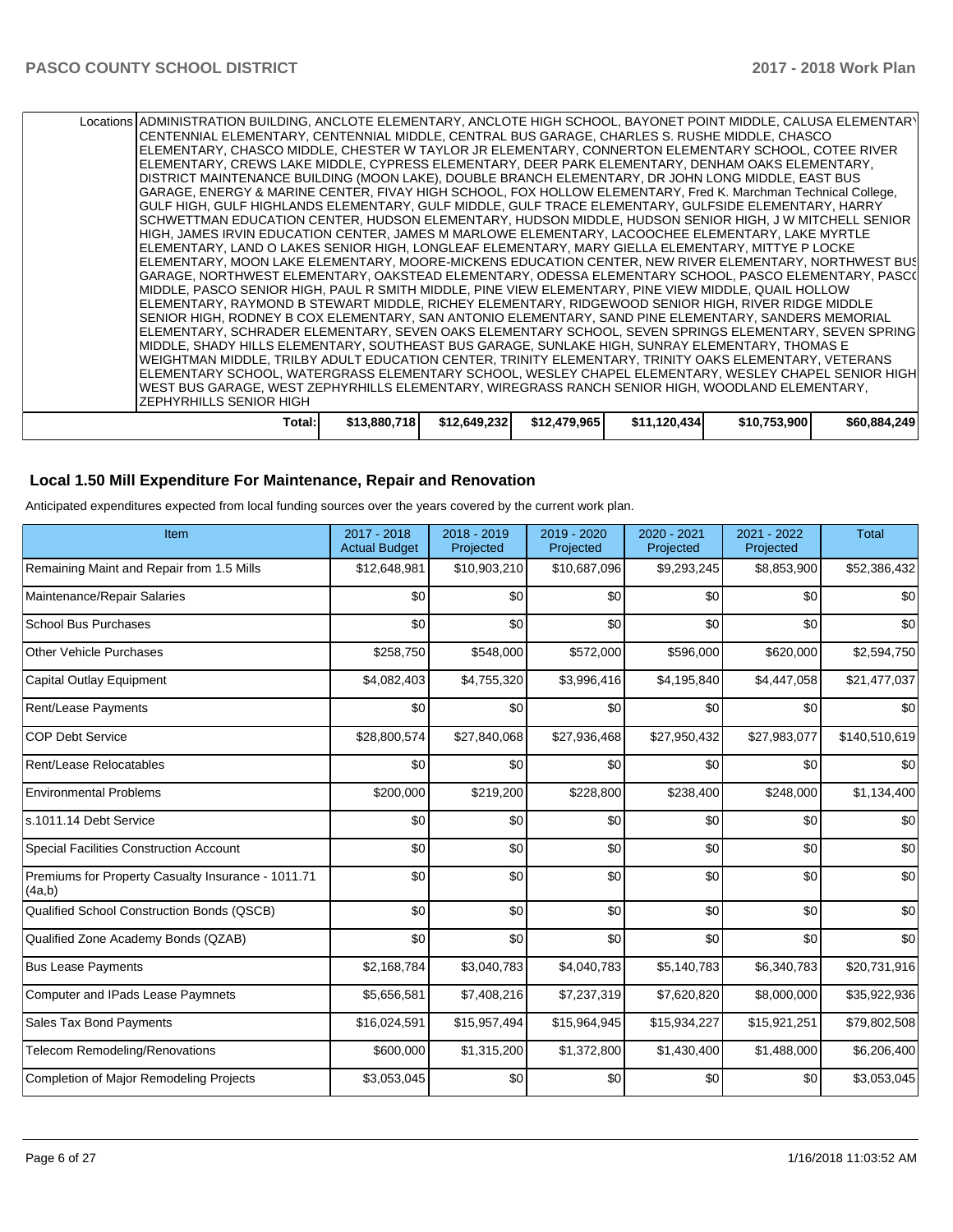| | | | | | | |
|---|---|---|---|---|---|---|
| Locations | ADMINISTRATION BUILDING, ANCLOTE ELEMENTARY, ANCLOTE HIGH SCHOOL, BAYONET POINT MIDDLE, CALUSA ELEMENTARY, CENTENNIAL ELEMENTARY, CENTENNIAL MIDDLE, CENTRAL BUS GARAGE, CHARLES S. RUSHE MIDDLE, CHASCO ELEMENTARY, CHASCO MIDDLE, CHESTER W TAYLOR JR ELEMENTARY, CONNERTON ELEMENTARY SCHOOL, COTEE RIVER ELEMENTARY, CREWS LAKE MIDDLE, CYPRESS ELEMENTARY, DEER PARK ELEMENTARY, DENHAM OAKS ELEMENTARY, DISTRICT MAINTENANCE BUILDING (MOON LAKE), DOUBLE BRANCH ELEMENTARY, DR JOHN LONG MIDDLE, EAST BUS GARAGE, ENERGY & MARINE CENTER, FIVAY HIGH SCHOOL, FOX HOLLOW ELEMENTARY, Fred K. Marchman Technical College, GULF HIGH, GULF HIGHLANDS ELEMENTARY, GULF MIDDLE, GULF TRACE ELEMENTARY, GULFSIDE ELEMENTARY, HARRY SCHWETTMAN EDUCATION CENTER, HUDSON ELEMENTARY, HUDSON MIDDLE, HUDSON SENIOR HIGH, J W MITCHELL SENIOR HIGH, JAMES IRVIN EDUCATION CENTER, JAMES M MARLOWE ELEMENTARY, LACOOCHEE ELEMENTARY, LAKE MYRTLE ELEMENTARY, LAND O LAKES SENIOR HIGH, LONGLEAF ELEMENTARY, MARY GIELLA ELEMENTARY, MITTYE P LOCKE ELEMENTARY, MOON LAKE ELEMENTARY, MOORE-MICKENS EDUCATION CENTER, NEW RIVER ELEMENTARY, NORTHWEST BUS GARAGE, NORTHWEST ELEMENTARY, OAKSTEAD ELEMENTARY, ODESSA ELEMENTARY SCHOOL, PASCO ELEMENTARY, PASCO MIDDLE, PASCO SENIOR HIGH, PAUL R SMITH MIDDLE, PINE VIEW ELEMENTARY, PINE VIEW MIDDLE, QUAIL HOLLOW ELEMENTARY, RAYMOND B STEWART MIDDLE, RICHEY ELEMENTARY, RIDGEWOOD SENIOR HIGH, RIVER RIDGE MIDDLE SENIOR HIGH, RODNEY B COX ELEMENTARY, SAN ANTONIO ELEMENTARY, SAND PINE ELEMENTARY, SANDERS MEMORIAL ELEMENTARY, SCHRADER ELEMENTARY, SEVEN OAKS ELEMENTARY SCHOOL, SEVEN SPRINGS ELEMENTARY, SEVEN SPRINGS MIDDLE, SHADY HILLS ELEMENTARY, SOUTHEAST BUS GARAGE, SUNLAKE HIGH, SUNRAY ELEMENTARY, THOMAS E WEIGHTMAN MIDDLE, TRILBY ADULT EDUCATION CENTER, TRINITY ELEMENTARY, TRINITY OAKS ELEMENTARY, VETERANS ELEMENTARY SCHOOL, WATERGRASS ELEMENTARY SCHOOL, WESLEY CHAPEL ELEMENTARY, WESLEY CHAPEL SENIOR HIGH, WEST BUS GARAGE, WEST ZEPHYRHILLS ELEMENTARY, WIREGRASS RANCH SENIOR HIGH, WOODLAND ELEMENTARY, ZEPHYRHILLS SENIOR HIGH | | | | | |
| Total: | $13,880,718 | $12,649,232 | $12,479,965 | $11,120,434 | $10,753,900 | $60,884,249 |

## Local 1.50 Mill Expenditure For Maintenance, Repair and Renovation

Anticipated expenditures expected from local funding sources over the years covered by the current work plan.

| Item | 2017 - 2018 Actual Budget | 2018 - 2019 Projected | 2019 - 2020 Projected | 2020 - 2021 Projected | 2021 - 2022 Projected | Total |
|---|---|---|---|---|---|---|
| Remaining Maint and Repair from 1.5 Mills | $12,648,981 | $10,903,210 | $10,687,096 | $9,293,245 | $8,853,900 | $52,386,432 |
| Maintenance/Repair Salaries | $0 | $0 | $0 | $0 | $0 | $0 |
| School Bus Purchases | $0 | $0 | $0 | $0 | $0 | $0 |
| Other Vehicle Purchases | $258,750 | $548,000 | $572,000 | $596,000 | $620,000 | $2,594,750 |
| Capital Outlay Equipment | $4,082,403 | $4,755,320 | $3,996,416 | $4,195,840 | $4,447,058 | $21,477,037 |
| Rent/Lease Payments | $0 | $0 | $0 | $0 | $0 | $0 |
| COP Debt Service | $28,800,574 | $27,840,068 | $27,936,468 | $27,950,432 | $27,983,077 | $140,510,619 |
| Rent/Lease Relocatables | $0 | $0 | $0 | $0 | $0 | $0 |
| Environmental Problems | $200,000 | $219,200 | $228,800 | $238,400 | $248,000 | $1,134,400 |
| s.1011.14 Debt Service | $0 | $0 | $0 | $0 | $0 | $0 |
| Special Facilities Construction Account | $0 | $0 | $0 | $0 | $0 | $0 |
| Premiums for Property Casualty Insurance - 1011.71 (4a,b) | $0 | $0 | $0 | $0 | $0 | $0 |
| Qualified School Construction Bonds (QSCB) | $0 | $0 | $0 | $0 | $0 | $0 |
| Qualified Zone Academy Bonds (QZAB) | $0 | $0 | $0 | $0 | $0 | $0 |
| Bus Lease Payments | $2,168,784 | $3,040,783 | $4,040,783 | $5,140,783 | $6,340,783 | $20,731,916 |
| Computer and IPads Lease Paymnets | $5,656,581 | $7,408,216 | $7,237,319 | $7,620,820 | $8,000,000 | $35,922,936 |
| Sales Tax Bond Payments | $16,024,591 | $15,957,494 | $15,964,945 | $15,934,227 | $15,921,251 | $79,802,508 |
| Telecom Remodeling/Renovations | $600,000 | $1,315,200 | $1,372,800 | $1,430,400 | $1,488,000 | $6,206,400 |
| Completion of Major Remodeling Projects | $3,053,045 | $0 | $0 | $0 | $0 | $3,053,045 |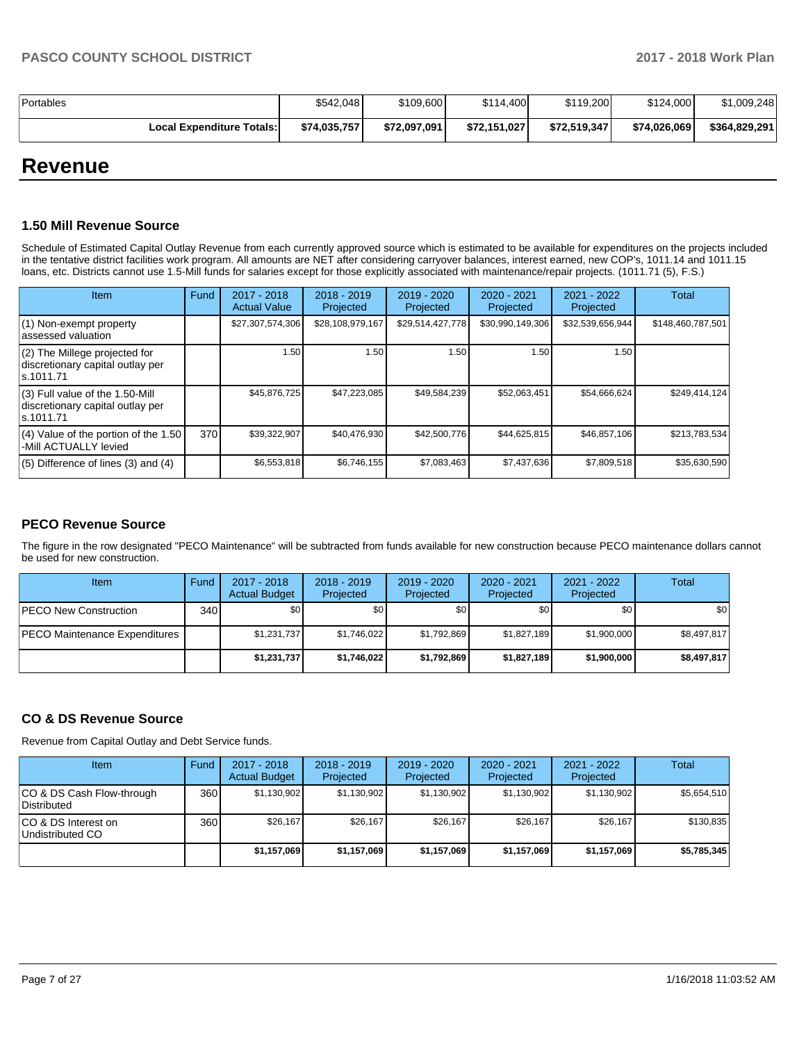| Portables | $542,048 | $109,600 | $114,400 | $119,200 | $124,000 | $1,009,248 |
|---|---|---|---|---|---|---|
| **Local Expenditure Totals:** | **$74,035,757** | **$72,097,091** | **$72,151,027** | **$72,519,347** | **$74,026,069** | **$364,829,291** |

# Revenue

### 1.50 Mill Revenue Source

Schedule of Estimated Capital Outlay Revenue from each currently approved source which is estimated to be available for expenditures on the projects included in the tentative district facilities work program. All amounts are NET after considering carryover balances, interest earned, new COP's, 1011.14 and 1011.15 loans, etc. Districts cannot use 1.5-Mill funds for salaries except for those explicitly associated with maintenance/repair projects. (1011.71 (5), F.S.)

| Item | Fund | 2017 - 2018 Actual Value | 2018 - 2019 Projected | 2019 - 2020 Projected | 2020 - 2021 Projected | 2021 - 2022 Projected | Total |
|---|---|---|---|---|---|---|---|
| (1) Non-exempt property assessed valuation | | $27,307,574,306 | $28,108,979,167 | $29,514,427,778 | $30,990,149,306 | $32,539,656,944 | $148,460,787,501 |
| (2) The Millege projected for discretionary capital outlay per s.1011.71 | | 1.50 | 1.50 | 1.50 | 1.50 | 1.50 | |
| (3) Full value of the 1.50-Mill discretionary capital outlay per s.1011.71 | | $45,876,725 | $47,223,085 | $49,584,239 | $52,063,451 | $54,666,624 | $249,414,124 |
| (4) Value of the portion of the 1.50 -Mill ACTUALLY levied | 370 | $39,322,907 | $40,476,930 | $42,500,776 | $44,625,815 | $46,857,106 | $213,783,534 |
| (5) Difference of lines (3) and (4) | | $6,553,818 | $6,746,155 | $7,083,463 | $7,437,636 | $7,809,518 | $35,630,590 |

### PECO Revenue Source

The figure in the row designated "PECO Maintenance" will be subtracted from funds available for new construction because PECO maintenance dollars cannot be used for new construction.

| Item | Fund | 2017 - 2018 Actual Budget | 2018 - 2019 Projected | 2019 - 2020 Projected | 2020 - 2021 Projected | 2021 - 2022 Projected | Total |
|---|---|---|---|---|---|---|---|
| PECO New Construction | 340 | $0 | $0 | $0 | $0 | $0 | $0 |
| PECO Maintenance Expenditures | | $1,231,737 | $1,746,022 | $1,792,869 | $1,827,189 | $1,900,000 | $8,497,817 |
| | | **$1,231,737** | **$1,746,022** | **$1,792,869** | **$1,827,189** | **$1,900,000** | **$8,497,817** |

### CO & DS Revenue Source

Revenue from Capital Outlay and Debt Service funds.

| Item | Fund | 2017 - 2018 Actual Budget | 2018 - 2019 Projected | 2019 - 2020 Projected | 2020 - 2021 Projected | 2021 - 2022 Projected | Total |
|---|---|---|---|---|---|---|---|
| CO & DS Cash Flow-through Distributed | 360 | $1,130,902 | $1,130,902 | $1,130,902 | $1,130,902 | $1,130,902 | $5,654,510 |
| CO & DS Interest on Undistributed CO | 360 | $26,167 | $26,167 | $26,167 | $26,167 | $26,167 | $130,835 |
| | | **$1,157,069** | **$1,157,069** | **$1,157,069** | **$1,157,069** | **$1,157,069** | **$5,785,345** |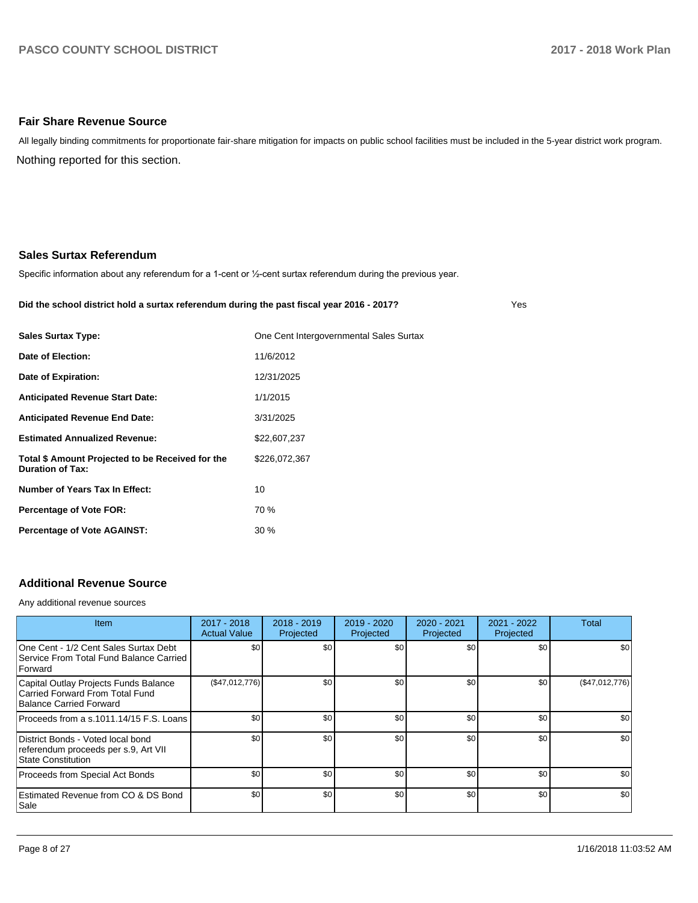## Fair Share Revenue Source

All legally binding commitments for proportionate fair-share mitigation for impacts on public school facilities must be included in the 5-year district work program.

Nothing reported for this section.

## Sales Surtax Referendum

Specific information about any referendum for a 1-cent or ½-cent surtax referendum during the previous year.

**Did the school district hold a surtax referendum during the past fiscal year 2016 - 2017?** Yes

| | |
|---|---|
| **Sales Surtax Type:** | One Cent Intergovernmental Sales Surtax |
| **Date of Election:** | 11/6/2012 |
| **Date of Expiration:** | 12/31/2025 |
| **Anticipated Revenue Start Date:** | 1/1/2015 |
| **Anticipated Revenue End Date:** | 3/31/2025 |
| **Estimated Annualized Revenue:** | $22,607,237 |
| **Total $ Amount Projected to be Received for the Duration of Tax:** | $226,072,367 |
| **Number of Years Tax In Effect:** | 10 |
| **Percentage of Vote FOR:** | 70 % |
| **Percentage of Vote AGAINST:** | 30 % |

## Additional Revenue Source

Any additional revenue sources

| Item | 2017 - 2018 Actual Value | 2018 - 2019 Projected | 2019 - 2020 Projected | 2020 - 2021 Projected | 2021 - 2022 Projected | Total |
|---|---|---|---|---|---|---|
| One Cent - 1/2 Cent Sales Surtax Debt Service From Total Fund Balance Carried Forward | $0 | $0 | $0 | $0 | $0 | $0 |
| Capital Outlay Projects Funds Balance Carried Forward From Total Fund Balance Carried Forward | ($47,012,776) | $0 | $0 | $0 | $0 | ($47,012,776) |
| Proceeds from a s.1011.14/15 F.S. Loans | $0 | $0 | $0 | $0 | $0 | $0 |
| District Bonds - Voted local bond referendum proceeds per s.9, Art VII State Constitution | $0 | $0 | $0 | $0 | $0 | $0 |
| Proceeds from Special Act Bonds | $0 | $0 | $0 | $0 | $0 | $0 |
| Estimated Revenue from CO & DS Bond Sale | $0 | $0 | $0 | $0 | $0 | $0 |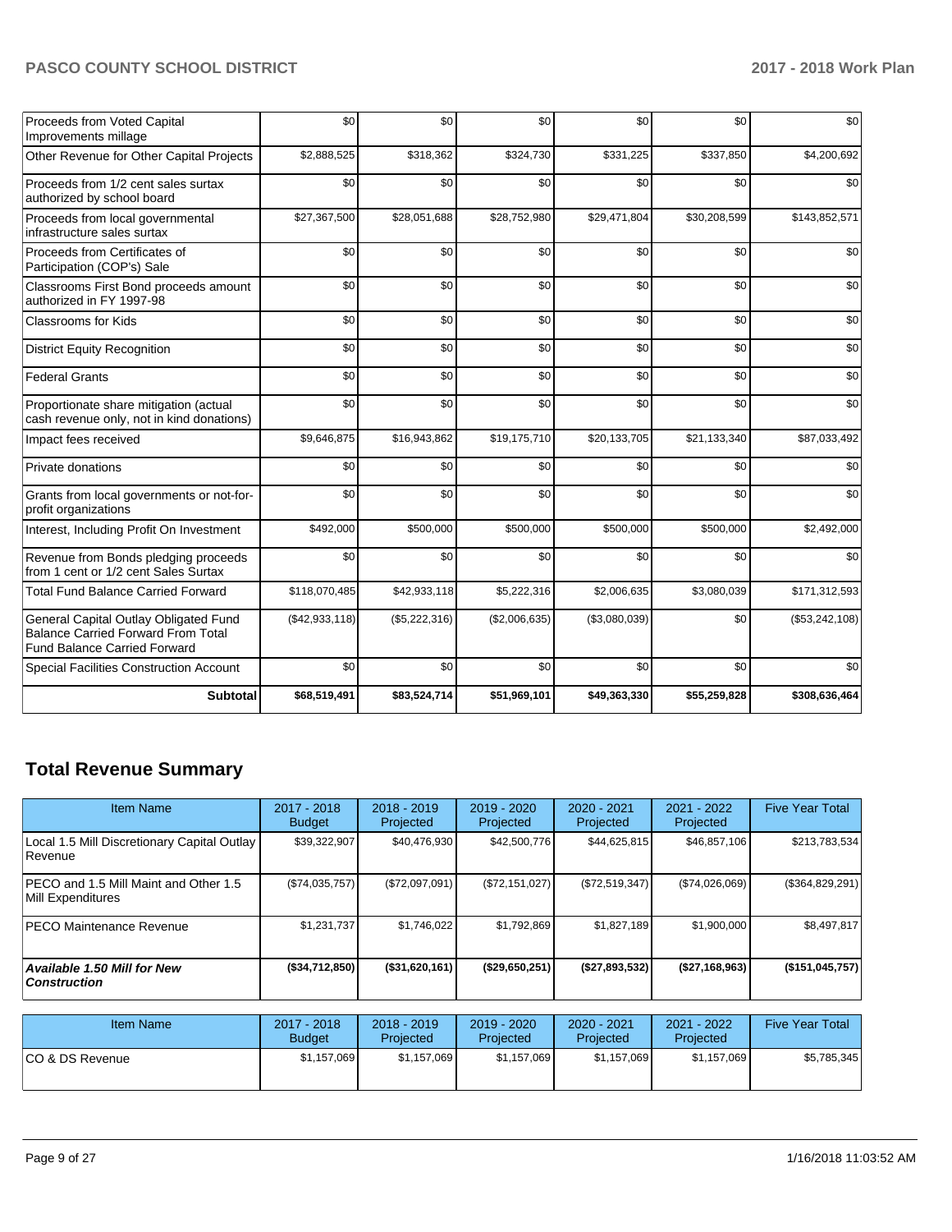| | | | | | | |
|---|---|---|---|---|---|---|
| Proceeds from Voted Capital Improvements millage | $0 | $0 | $0 | $0 | $0 | $0 |
| Other Revenue for Other Capital Projects | $2,888,525 | $318,362 | $324,730 | $331,225 | $337,850 | $4,200,692 |
| Proceeds from 1/2 cent sales surtax authorized by school board | $0 | $0 | $0 | $0 | $0 | $0 |
| Proceeds from local governmental infrastructure sales surtax | $27,367,500 | $28,051,688 | $28,752,980 | $29,471,804 | $30,208,599 | $143,852,571 |
| Proceeds from Certificates of Participation (COP's) Sale | $0 | $0 | $0 | $0 | $0 | $0 |
| Classrooms First Bond proceeds amount authorized in FY 1997-98 | $0 | $0 | $0 | $0 | $0 | $0 |
| Classrooms for Kids | $0 | $0 | $0 | $0 | $0 | $0 |
| District Equity Recognition | $0 | $0 | $0 | $0 | $0 | $0 |
| Federal Grants | $0 | $0 | $0 | $0 | $0 | $0 |
| Proportionate share mitigation (actual cash revenue only, not in kind donations) | $0 | $0 | $0 | $0 | $0 | $0 |
| Impact fees received | $9,646,875 | $16,943,862 | $19,175,710 | $20,133,705 | $21,133,340 | $87,033,492 |
| Private donations | $0 | $0 | $0 | $0 | $0 | $0 |
| Grants from local governments or not-for-profit organizations | $0 | $0 | $0 | $0 | $0 | $0 |
| Interest, Including Profit On Investment | $492,000 | $500,000 | $500,000 | $500,000 | $500,000 | $2,492,000 |
| Revenue from Bonds pledging proceeds from 1 cent or 1/2 cent Sales Surtax | $0 | $0 | $0 | $0 | $0 | $0 |
| Total Fund Balance Carried Forward | $118,070,485 | $42,933,118 | $5,222,316 | $2,006,635 | $3,080,039 | $171,312,593 |
| General Capital Outlay Obligated Fund Balance Carried Forward From Total Fund Balance Carried Forward | ($42,933,118) | ($5,222,316) | ($2,006,635) | ($3,080,039) | $0 | ($53,242,108) |
| Special Facilities Construction Account | $0 | $0 | $0 | $0 | $0 | $0 |
| **Subtotal** | **$68,519,491** | **$83,524,714** | **$51,969,101** | **$49,363,330** | **$55,259,828** | **$308,636,464** |

## Total Revenue Summary

| Item Name | 2017 - 2018 Budget | 2018 - 2019 Projected | 2019 - 2020 Projected | 2020 - 2021 Projected | 2021 - 2022 Projected | Five Year Total |
|---|---|---|---|---|---|---|
| Local 1.5 Mill Discretionary Capital Outlay Revenue | $39,322,907 | $40,476,930 | $42,500,776 | $44,625,815 | $46,857,106 | $213,783,534 |
| PECO and 1.5 Mill Maint and Other 1.5 Mill Expenditures | ($74,035,757) | ($72,097,091) | ($72,151,027) | ($72,519,347) | ($74,026,069) | ($364,829,291) |
| PECO Maintenance Revenue | $1,231,737 | $1,746,022 | $1,792,869 | $1,827,189 | $1,900,000 | $8,497,817 |
| ***Available 1.50 Mill for New Construction*** | **($34,712,850)** | **($31,620,161)** | **($29,650,251)** | **($27,893,532)** | **($27,168,963)** | **($151,045,757)** |

| Item Name | 2017 - 2018 Budget | 2018 - 2019 Projected | 2019 - 2020 Projected | 2020 - 2021 Projected | 2021 - 2022 Projected | Five Year Total |
|---|---|---|---|---|---|---|
| CO & DS Revenue | $1,157,069 | $1,157,069 | $1,157,069 | $1,157,069 | $1,157,069 | $5,785,345 |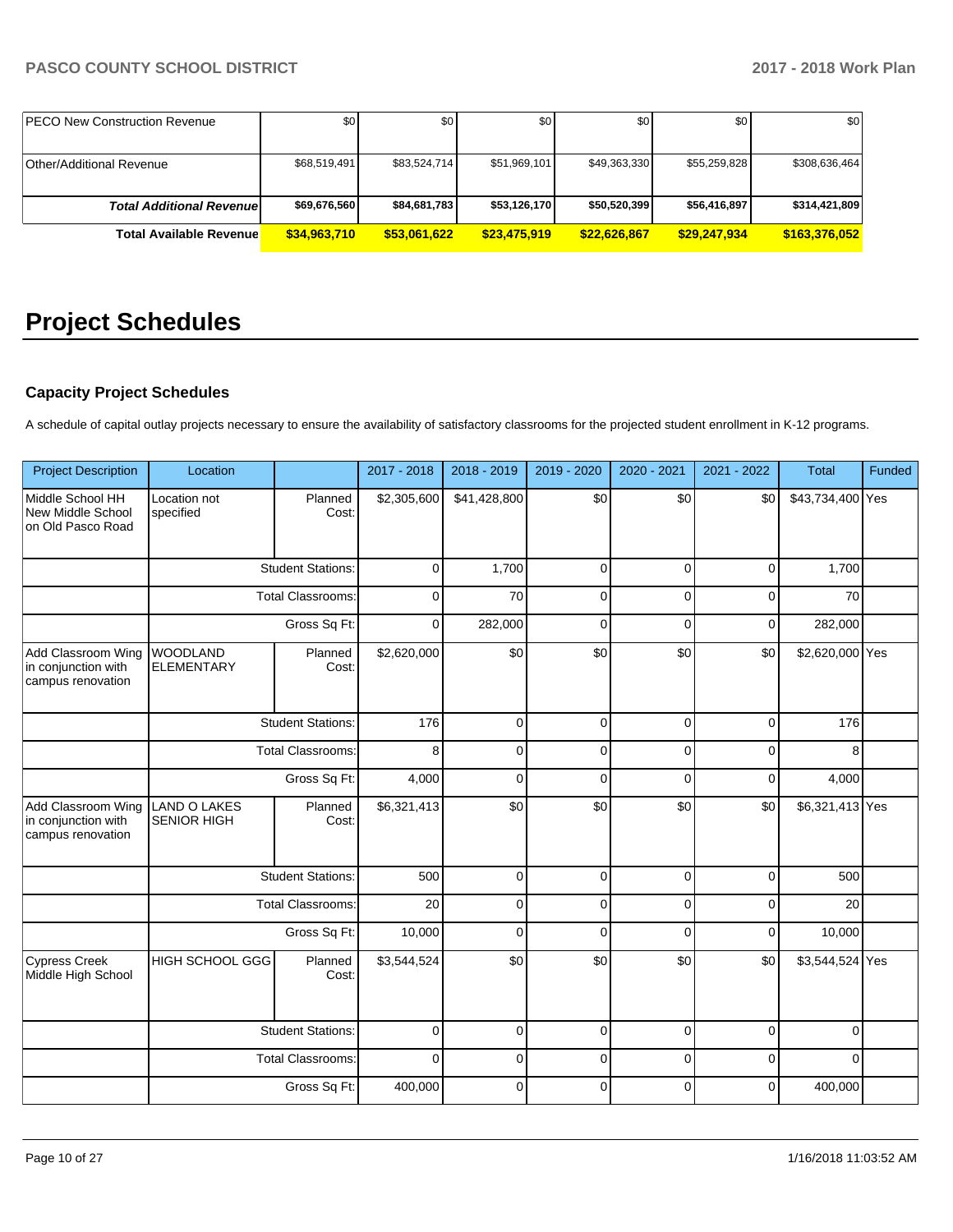| | | | | | | |
|---|---|---|---|---|---|---|
| PECO New Construction Revenue | $0 | $0 | $0 | $0 | $0 | $0 |
| Other/Additional Revenue | $68,519,491 | $83,524,714 | $51,969,101 | $49,363,330 | $55,259,828 | $308,636,464 |
| ***Total Additional Revenue*** | **$69,676,560** | **$84,681,783** | **$53,126,170** | **$50,520,399** | **$56,416,897** | **$314,421,809** |
| **Total Available Revenue** | **$34,963,710** | **$53,061,622** | **$23,475,919** | **$22,626,867** | **$29,247,934** | **$163,376,052** |

# Project Schedules

### Capacity Project Schedules

A schedule of capital outlay projects necessary to ensure the availability of satisfactory classrooms for the projected student enrollment in K-12 programs.

| Project Description | Location | | 2017 - 2018 | 2018 - 2019 | 2019 - 2020 | 2020 - 2021 | 2021 - 2022 | Total | Funded |
|---|---|---|---|---|---|---|---|---|---|
| Middle School HH New Middle School on Old Pasco Road | Location not specified | Planned Cost: | $2,305,600 | $41,428,800 | $0 | $0 | $0 | $43,734,400 | Yes |
| | | Student Stations: | 0 | 1,700 | 0 | 0 | 0 | 1,700 | |
| | | Total Classrooms: | 0 | 70 | 0 | 0 | 0 | 70 | |
| | | Gross Sq Ft: | 0 | 282,000 | 0 | 0 | 0 | 282,000 | |
| Add Classroom Wing in conjunction with campus renovation | WOODLAND ELEMENTARY | Planned Cost: | $2,620,000 | $0 | $0 | $0 | $0 | $2,620,000 | Yes |
| | | Student Stations: | 176 | 0 | 0 | 0 | 0 | 176 | |
| | | Total Classrooms: | 8 | 0 | 0 | 0 | 0 | 8 | |
| | | Gross Sq Ft: | 4,000 | 0 | 0 | 0 | 0 | 4,000 | |
| Add Classroom Wing in conjunction with campus renovation | LAND O LAKES SENIOR HIGH | Planned Cost: | $6,321,413 | $0 | $0 | $0 | $0 | $6,321,413 | Yes |
| | | Student Stations: | 500 | 0 | 0 | 0 | 0 | 500 | |
| | | Total Classrooms: | 20 | 0 | 0 | 0 | 0 | 20 | |
| | | Gross Sq Ft: | 10,000 | 0 | 0 | 0 | 0 | 10,000 | |
| Cypress Creek Middle High School | HIGH SCHOOL GGG | Planned Cost: | $3,544,524 | $0 | $0 | $0 | $0 | $3,544,524 | Yes |
| | | Student Stations: | 0 | 0 | 0 | 0 | 0 | 0 | |
| | | Total Classrooms: | 0 | 0 | 0 | 0 | 0 | 0 | |
| | | Gross Sq Ft: | 400,000 | 0 | 0 | 0 | 0 | 400,000 | |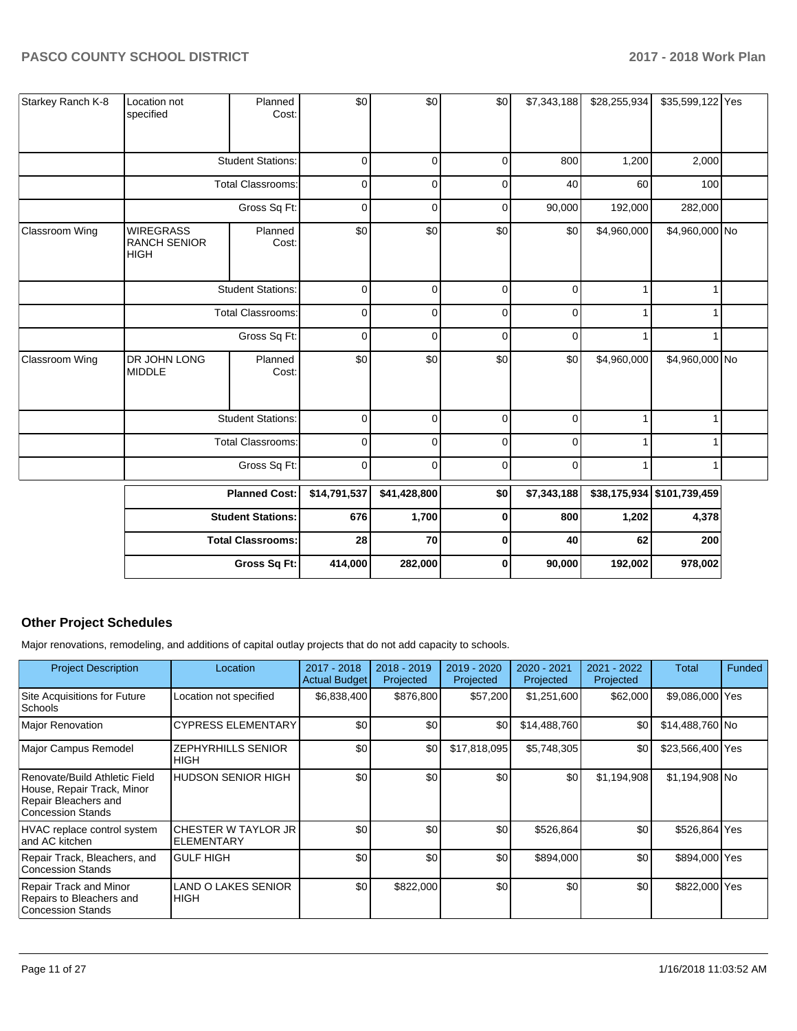| | | | | | | | | | |
|---|---|---|---|---|---|---|---|---|---|
| Starkey Ranch K-8 | Location not specified | Planned Cost: | $0 | $0 | $0 | $7,343,188 | $28,255,934 | $35,599,122 | Yes |
| | | Student Stations: | 0 | 0 | 0 | 800 | 1,200 | 2,000 | |
| | | Total Classrooms: | 0 | 0 | 0 | 40 | 60 | 100 | |
| | | Gross Sq Ft: | 0 | 0 | 0 | 90,000 | 192,000 | 282,000 | |
| Classroom Wing | WIREGRASS RANCH SENIOR HIGH | Planned Cost: | $0 | $0 | $0 | $0 | $4,960,000 | $4,960,000 | No |
| | | Student Stations: | 0 | 0 | 0 | 0 | 1 | 1 | |
| | | Total Classrooms: | 0 | 0 | 0 | 0 | 1 | 1 | |
| | | Gross Sq Ft: | 0 | 0 | 0 | 0 | 1 | 1 | |
| Classroom Wing | DR JOHN LONG MIDDLE | Planned Cost: | $0 | $0 | $0 | $0 | $4,960,000 | $4,960,000 | No |
| | | Student Stations: | 0 | 0 | 0 | 0 | 1 | 1 | |
| | | Total Classrooms: | 0 | 0 | 0 | 0 | 1 | 1 | |
| | | Gross Sq Ft: | 0 | 0 | 0 | 0 | 1 | 1 | |
| | | **Planned Cost:** | **$14,791,537** | **$41,428,800** | **$0** | **$7,343,188** | **$38,175,934** | **$101,739,459** | |
| | | **Student Stations:** | **676** | **1,700** | **0** | **800** | **1,202** | **4,378** | |
| | | **Total Classrooms:** | **28** | **70** | **0** | **40** | **62** | **200** | |
| | | **Gross Sq Ft:** | **414,000** | **282,000** | **0** | **90,000** | **192,002** | **978,002** | |

## Other Project Schedules

Major renovations, remodeling, and additions of capital outlay projects that do not add capacity to schools.

| Project Description | Location | 2017 - 2018 Actual Budget | 2018 - 2019 Projected | 2019 - 2020 Projected | 2020 - 2021 Projected | 2021 - 2022 Projected | Total | Funded |
|---|---|---|---|---|---|---|---|---|
| Site Acquisitions for Future Schools | Location not specified | $6,838,400 | $876,800 | $57,200 | $1,251,600 | $62,000 | $9,086,000 | Yes |
| Major Renovation | CYPRESS ELEMENTARY | $0 | $0 | $0 | $14,488,760 | $0 | $14,488,760 | No |
| Major Campus Remodel | ZEPHYRHILLS SENIOR HIGH | $0 | $0 | $17,818,095 | $5,748,305 | $0 | $23,566,400 | Yes |
| Renovate/Build Athletic Field House, Repair Track, Minor Repair Bleachers and Concession Stands | HUDSON SENIOR HIGH | $0 | $0 | $0 | $0 | $1,194,908 | $1,194,908 | No |
| HVAC replace control system and AC kitchen | CHESTER W TAYLOR JR ELEMENTARY | $0 | $0 | $0 | $526,864 | $0 | $526,864 | Yes |
| Repair Track, Bleachers, and Concession Stands | GULF HIGH | $0 | $0 | $0 | $894,000 | $0 | $894,000 | Yes |
| Repair Track and Minor Repairs to Bleachers and Concession Stands | LAND O LAKES SENIOR HIGH | $0 | $822,000 | $0 | $0 | $0 | $822,000 | Yes |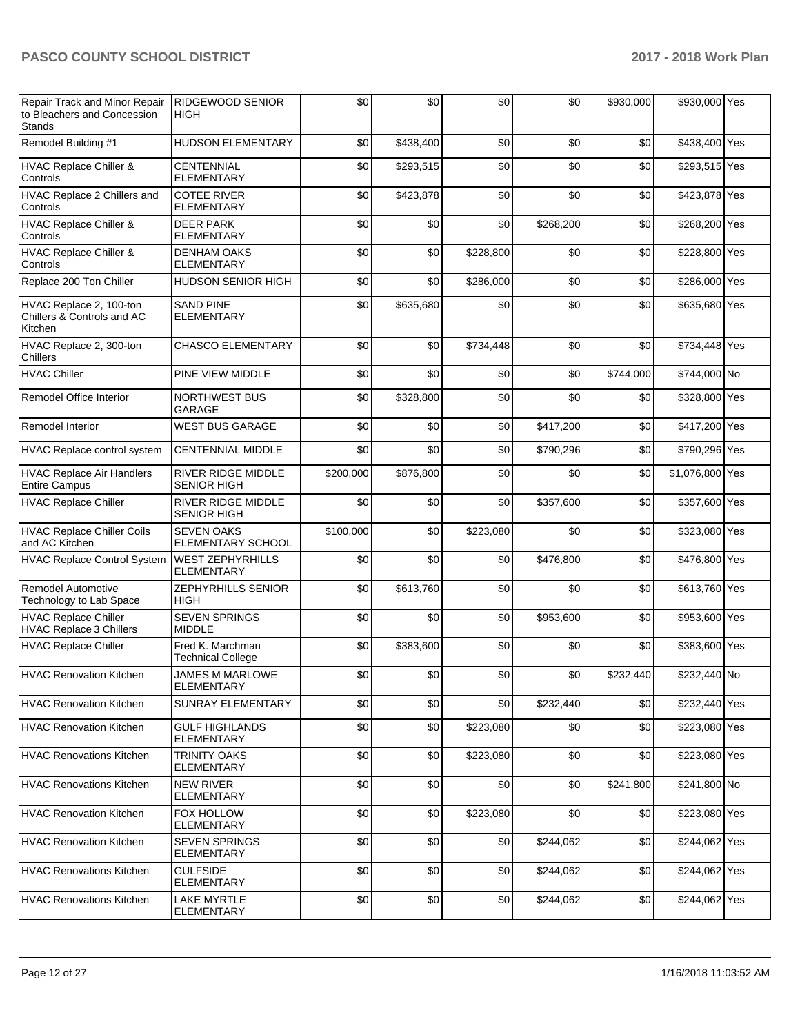| | | | | | | | | |
|---|---|---|---|---|---|---|---|---|
| Repair Track and Minor Repair to Bleachers and Concession Stands | RIDGEWOOD SENIOR HIGH | $0 | $0 | $0 | $0 | $930,000 | $930,000 | Yes |
| Remodel Building #1 | HUDSON ELEMENTARY | $0 | $438,400 | $0 | $0 | $0 | $438,400 | Yes |
| HVAC Replace Chiller & Controls | CENTENNIAL ELEMENTARY | $0 | $293,515 | $0 | $0 | $0 | $293,515 | Yes |
| HVAC Replace 2 Chillers and Controls | COTEE RIVER ELEMENTARY | $0 | $423,878 | $0 | $0 | $0 | $423,878 | Yes |
| HVAC Replace Chiller & Controls | DEER PARK ELEMENTARY | $0 | $0 | $0 | $268,200 | $0 | $268,200 | Yes |
| HVAC Replace Chiller & Controls | DENHAM OAKS ELEMENTARY | $0 | $0 | $228,800 | $0 | $0 | $228,800 | Yes |
| Replace 200 Ton Chiller | HUDSON SENIOR HIGH | $0 | $0 | $286,000 | $0 | $0 | $286,000 | Yes |
| HVAC Replace 2, 100-ton Chillers & Controls and AC Kitchen | SAND PINE ELEMENTARY | $0 | $635,680 | $0 | $0 | $0 | $635,680 | Yes |
| HVAC Replace 2, 300-ton Chillers | CHASCO ELEMENTARY | $0 | $0 | $734,448 | $0 | $0 | $734,448 | Yes |
| HVAC Chiller | PINE VIEW MIDDLE | $0 | $0 | $0 | $0 | $744,000 | $744,000 | No |
| Remodel Office Interior | NORTHWEST BUS GARAGE | $0 | $328,800 | $0 | $0 | $0 | $328,800 | Yes |
| Remodel Interior | WEST BUS GARAGE | $0 | $0 | $0 | $417,200 | $0 | $417,200 | Yes |
| HVAC Replace control system | CENTENNIAL MIDDLE | $0 | $0 | $0 | $790,296 | $0 | $790,296 | Yes |
| HVAC Replace Air Handlers Entire Campus | RIVER RIDGE MIDDLE SENIOR HIGH | $200,000 | $876,800 | $0 | $0 | $0 | $1,076,800 | Yes |
| HVAC Replace Chiller | RIVER RIDGE MIDDLE SENIOR HIGH | $0 | $0 | $0 | $357,600 | $0 | $357,600 | Yes |
| HVAC Replace Chiller Coils and AC Kitchen | SEVEN OAKS ELEMENTARY SCHOOL | $100,000 | $0 | $223,080 | $0 | $0 | $323,080 | Yes |
| HVAC Replace Control System | WEST ZEPHYRHILLS ELEMENTARY | $0 | $0 | $0 | $476,800 | $0 | $476,800 | Yes |
| Remodel Automotive Technology to Lab Space | ZEPHYRHILLS SENIOR HIGH | $0 | $613,760 | $0 | $0 | $0 | $613,760 | Yes |
| HVAC Replace Chiller HVAC Replace 3 Chillers | SEVEN SPRINGS MIDDLE | $0 | $0 | $0 | $953,600 | $0 | $953,600 | Yes |
| HVAC Replace Chiller | Fred K. Marchman Technical College | $0 | $383,600 | $0 | $0 | $0 | $383,600 | Yes |
| HVAC Renovation Kitchen | JAMES M MARLOWE ELEMENTARY | $0 | $0 | $0 | $0 | $232,440 | $232,440 | No |
| HVAC Renovation Kitchen | SUNRAY ELEMENTARY | $0 | $0 | $0 | $232,440 | $0 | $232,440 | Yes |
| HVAC Renovation Kitchen | GULF HIGHLANDS ELEMENTARY | $0 | $0 | $223,080 | $0 | $0 | $223,080 | Yes |
| HVAC Renovations Kitchen | TRINITY OAKS ELEMENTARY | $0 | $0 | $223,080 | $0 | $0 | $223,080 | Yes |
| HVAC Renovations Kitchen | NEW RIVER ELEMENTARY | $0 | $0 | $0 | $0 | $241,800 | $241,800 | No |
| HVAC Renovation Kitchen | FOX HOLLOW ELEMENTARY | $0 | $0 | $223,080 | $0 | $0 | $223,080 | Yes |
| HVAC Renovation Kitchen | SEVEN SPRINGS ELEMENTARY | $0 | $0 | $0 | $244,062 | $0 | $244,062 | Yes |
| HVAC Renovations Kitchen | GULFSIDE ELEMENTARY | $0 | $0 | $0 | $244,062 | $0 | $244,062 | Yes |
| HVAC Renovations Kitchen | LAKE MYRTLE ELEMENTARY | $0 | $0 | $0 | $244,062 | $0 | $244,062 | Yes |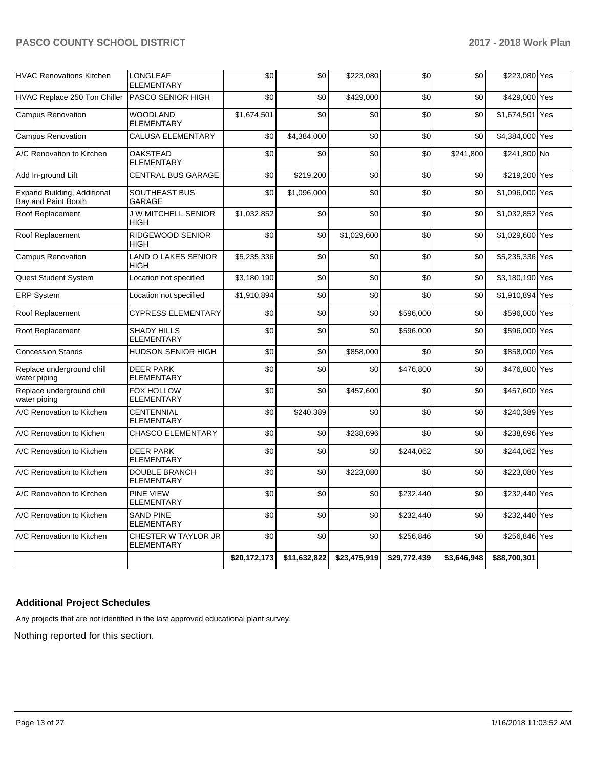| | | | | | | | | |
|---|---|---|---|---|---|---|---|---|
| HVAC Renovations Kitchen | LONGLEAF ELEMENTARY | $0 | $0 | $223,080 | $0 | $0 | $223,080 | Yes |
| HVAC Replace 250 Ton Chiller | PASCO SENIOR HIGH | $0 | $0 | $429,000 | $0 | $0 | $429,000 | Yes |
| Campus Renovation | WOODLAND ELEMENTARY | $1,674,501 | $0 | $0 | $0 | $0 | $1,674,501 | Yes |
| Campus Renovation | CALUSA ELEMENTARY | $0 | $4,384,000 | $0 | $0 | $0 | $4,384,000 | Yes |
| A/C Renovation to Kitchen | OAKSTEAD ELEMENTARY | $0 | $0 | $0 | $0 | $241,800 | $241,800 | No |
| Add In-ground Lift | CENTRAL BUS GARAGE | $0 | $219,200 | $0 | $0 | $0 | $219,200 | Yes |
| Expand Building, Additional Bay and Paint Booth | SOUTHEAST BUS GARAGE | $0 | $1,096,000 | $0 | $0 | $0 | $1,096,000 | Yes |
| Roof Replacement | J W MITCHELL SENIOR HIGH | $1,032,852 | $0 | $0 | $0 | $0 | $1,032,852 | Yes |
| Roof Replacement | RIDGEWOOD SENIOR HIGH | $0 | $0 | $1,029,600 | $0 | $0 | $1,029,600 | Yes |
| Campus Renovation | LAND O LAKES SENIOR HIGH | $5,235,336 | $0 | $0 | $0 | $0 | $5,235,336 | Yes |
| Quest Student System | Location not specified | $3,180,190 | $0 | $0 | $0 | $0 | $3,180,190 | Yes |
| ERP System | Location not specified | $1,910,894 | $0 | $0 | $0 | $0 | $1,910,894 | Yes |
| Roof Replacement | CYPRESS ELEMENTARY | $0 | $0 | $0 | $596,000 | $0 | $596,000 | Yes |
| Roof Replacement | SHADY HILLS ELEMENTARY | $0 | $0 | $0 | $596,000 | $0 | $596,000 | Yes |
| Concession Stands | HUDSON SENIOR HIGH | $0 | $0 | $858,000 | $0 | $0 | $858,000 | Yes |
| Replace underground chill water piping | DEER PARK ELEMENTARY | $0 | $0 | $0 | $476,800 | $0 | $476,800 | Yes |
| Replace underground chill water piping | FOX HOLLOW ELEMENTARY | $0 | $0 | $457,600 | $0 | $0 | $457,600 | Yes |
| A/C Renovation to Kitchen | CENTENNIAL ELEMENTARY | $0 | $240,389 | $0 | $0 | $0 | $240,389 | Yes |
| A/C Renovation to Kichen | CHASCO ELEMENTARY | $0 | $0 | $238,696 | $0 | $0 | $238,696 | Yes |
| A/C Renovation to Kitchen | DEER PARK ELEMENTARY | $0 | $0 | $0 | $244,062 | $0 | $244,062 | Yes |
| A/C Renovation to Kitchen | DOUBLE BRANCH ELEMENTARY | $0 | $0 | $223,080 | $0 | $0 | $223,080 | Yes |
| A/C Renovation to Kitchen | PINE VIEW ELEMENTARY | $0 | $0 | $0 | $232,440 | $0 | $232,440 | Yes |
| A/C Renovation to Kitchen | SAND PINE ELEMENTARY | $0 | $0 | $0 | $232,440 | $0 | $232,440 | Yes |
| A/C Renovation to Kitchen | CHESTER W TAYLOR JR ELEMENTARY | $0 | $0 | $0 | $256,846 | $0 | $256,846 | Yes |
| | | $20,172,173 | $11,632,822 | $23,475,919 | $29,772,439 | $3,646,948 | $88,700,301 | |

### Additional Project Schedules

Any projects that are not identified in the last approved educational plant survey.

Nothing reported for this section.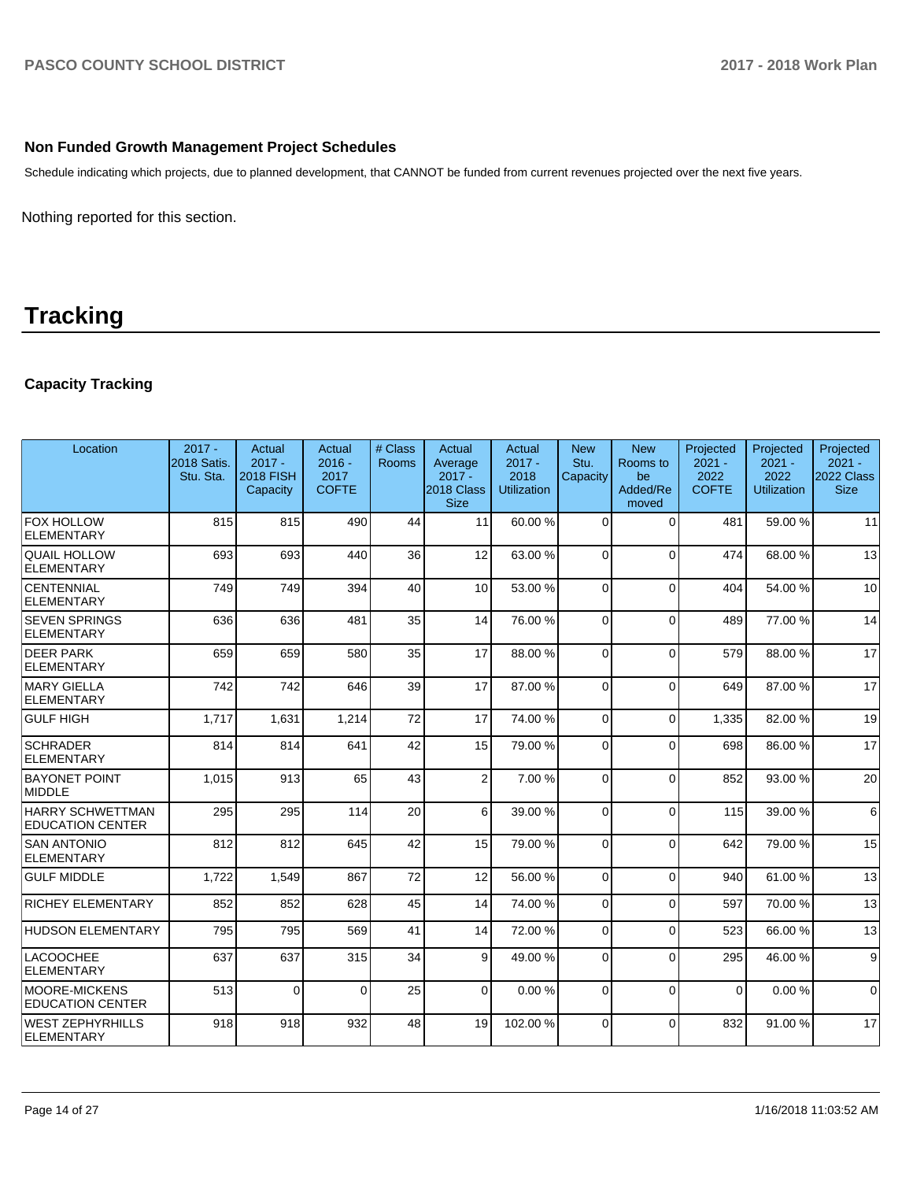### Non Funded Growth Management Project Schedules

Schedule indicating which projects, due to planned development, that CANNOT be funded from current revenues projected over the next five years.

Nothing reported for this section.

# Tracking

### Capacity Tracking

| Location | 2017 - 2018 Satis. Stu. Sta. | Actual 2017 - 2018 FISH Capacity | Actual 2016 - 2017 COFTE | # Class Rooms | Actual Average 2017 - 2018 Class Size | Actual 2017 - 2018 Utilization | New Stu. Capacity | New Rooms to be Added/Removed | Projected 2021 - 2022 COFTE | Projected 2021 - 2022 Utilization | Projected 2021 - 2022 Class Size |
|---|---|---|---|---|---|---|---|---|---|---|---|
| FOX HOLLOW ELEMENTARY | 815 | 815 | 490 | 44 | 11 | 60.00 % | 0 | 0 | 481 | 59.00 % | 11 |
| QUAIL HOLLOW ELEMENTARY | 693 | 693 | 440 | 36 | 12 | 63.00 % | 0 | 0 | 474 | 68.00 % | 13 |
| CENTENNIAL ELEMENTARY | 749 | 749 | 394 | 40 | 10 | 53.00 % | 0 | 0 | 404 | 54.00 % | 10 |
| SEVEN SPRINGS ELEMENTARY | 636 | 636 | 481 | 35 | 14 | 76.00 % | 0 | 0 | 489 | 77.00 % | 14 |
| DEER PARK ELEMENTARY | 659 | 659 | 580 | 35 | 17 | 88.00 % | 0 | 0 | 579 | 88.00 % | 17 |
| MARY GIELLA ELEMENTARY | 742 | 742 | 646 | 39 | 17 | 87.00 % | 0 | 0 | 649 | 87.00 % | 17 |
| GULF HIGH | 1,717 | 1,631 | 1,214 | 72 | 17 | 74.00 % | 0 | 0 | 1,335 | 82.00 % | 19 |
| SCHRADER ELEMENTARY | 814 | 814 | 641 | 42 | 15 | 79.00 % | 0 | 0 | 698 | 86.00 % | 17 |
| BAYONET POINT MIDDLE | 1,015 | 913 | 65 | 43 | 2 | 7.00 % | 0 | 0 | 852 | 93.00 % | 20 |
| HARRY SCHWETTMAN EDUCATION CENTER | 295 | 295 | 114 | 20 | 6 | 39.00 % | 0 | 0 | 115 | 39.00 % | 6 |
| SAN ANTONIO ELEMENTARY | 812 | 812 | 645 | 42 | 15 | 79.00 % | 0 | 0 | 642 | 79.00 % | 15 |
| GULF MIDDLE | 1,722 | 1,549 | 867 | 72 | 12 | 56.00 % | 0 | 0 | 940 | 61.00 % | 13 |
| RICHEY ELEMENTARY | 852 | 852 | 628 | 45 | 14 | 74.00 % | 0 | 0 | 597 | 70.00 % | 13 |
| HUDSON ELEMENTARY | 795 | 795 | 569 | 41 | 14 | 72.00 % | 0 | 0 | 523 | 66.00 % | 13 |
| LACOOCHEE ELEMENTARY | 637 | 637 | 315 | 34 | 9 | 49.00 % | 0 | 0 | 295 | 46.00 % | 9 |
| MOORE-MICKENS EDUCATION CENTER | 513 | 0 | 0 | 25 | 0 | 0.00 % | 0 | 0 | 0 | 0.00 % | 0 |
| WEST ZEPHYRHILLS ELEMENTARY | 918 | 918 | 932 | 48 | 19 | 102.00 % | 0 | 0 | 832 | 91.00 % | 17 |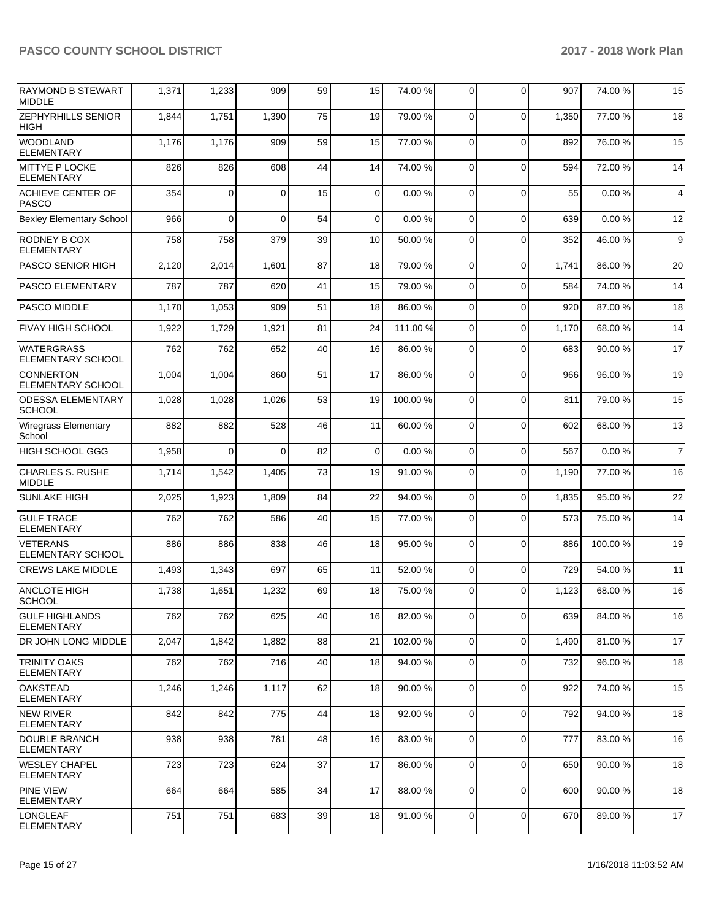| | | | | | | | | | | |
|---|---|---|---|---|---|---|---|---|---|---|
| RAYMOND B STEWART MIDDLE | 1,371 | 1,233 | 909 | 59 | 15 | 74.00 % | 0 | 0 | 907 | 74.00 % | 15 |
| ZEPHYRHILLS SENIOR HIGH | 1,844 | 1,751 | 1,390 | 75 | 19 | 79.00 % | 0 | 0 | 1,350 | 77.00 % | 18 |
| WOODLAND ELEMENTARY | 1,176 | 1,176 | 909 | 59 | 15 | 77.00 % | 0 | 0 | 892 | 76.00 % | 15 |
| MITTYE P LOCKE ELEMENTARY | 826 | 826 | 608 | 44 | 14 | 74.00 % | 0 | 0 | 594 | 72.00 % | 14 |
| ACHIEVE CENTER OF PASCO | 354 | 0 | 0 | 15 | 0 | 0.00 % | 0 | 0 | 55 | 0.00 % | 4 |
| Bexley Elementary School | 966 | 0 | 0 | 54 | 0 | 0.00 % | 0 | 0 | 639 | 0.00 % | 12 |
| RODNEY B COX ELEMENTARY | 758 | 758 | 379 | 39 | 10 | 50.00 % | 0 | 0 | 352 | 46.00 % | 9 |
| PASCO SENIOR HIGH | 2,120 | 2,014 | 1,601 | 87 | 18 | 79.00 % | 0 | 0 | 1,741 | 86.00 % | 20 |
| PASCO ELEMENTARY | 787 | 787 | 620 | 41 | 15 | 79.00 % | 0 | 0 | 584 | 74.00 % | 14 |
| PASCO MIDDLE | 1,170 | 1,053 | 909 | 51 | 18 | 86.00 % | 0 | 0 | 920 | 87.00 % | 18 |
| FIVAY HIGH SCHOOL | 1,922 | 1,729 | 1,921 | 81 | 24 | 111.00 % | 0 | 0 | 1,170 | 68.00 % | 14 |
| WATERGRASS ELEMENTARY SCHOOL | 762 | 762 | 652 | 40 | 16 | 86.00 % | 0 | 0 | 683 | 90.00 % | 17 |
| CONNERTON ELEMENTARY SCHOOL | 1,004 | 1,004 | 860 | 51 | 17 | 86.00 % | 0 | 0 | 966 | 96.00 % | 19 |
| ODESSA ELEMENTARY SCHOOL | 1,028 | 1,028 | 1,026 | 53 | 19 | 100.00 % | 0 | 0 | 811 | 79.00 % | 15 |
| Wiregrass Elementary School | 882 | 882 | 528 | 46 | 11 | 60.00 % | 0 | 0 | 602 | 68.00 % | 13 |
| HIGH SCHOOL GGG | 1,958 | 0 | 0 | 82 | 0 | 0.00 % | 0 | 0 | 567 | 0.00 % | 7 |
| CHARLES S. RUSHE MIDDLE | 1,714 | 1,542 | 1,405 | 73 | 19 | 91.00 % | 0 | 0 | 1,190 | 77.00 % | 16 |
| SUNLAKE HIGH | 2,025 | 1,923 | 1,809 | 84 | 22 | 94.00 % | 0 | 0 | 1,835 | 95.00 % | 22 |
| GULF TRACE ELEMENTARY | 762 | 762 | 586 | 40 | 15 | 77.00 % | 0 | 0 | 573 | 75.00 % | 14 |
| VETERANS ELEMENTARY SCHOOL | 886 | 886 | 838 | 46 | 18 | 95.00 % | 0 | 0 | 886 | 100.00 % | 19 |
| CREWS LAKE MIDDLE | 1,493 | 1,343 | 697 | 65 | 11 | 52.00 % | 0 | 0 | 729 | 54.00 % | 11 |
| ANCLOTE HIGH SCHOOL | 1,738 | 1,651 | 1,232 | 69 | 18 | 75.00 % | 0 | 0 | 1,123 | 68.00 % | 16 |
| GULF HIGHLANDS ELEMENTARY | 762 | 762 | 625 | 40 | 16 | 82.00 % | 0 | 0 | 639 | 84.00 % | 16 |
| DR JOHN LONG MIDDLE | 2,047 | 1,842 | 1,882 | 88 | 21 | 102.00 % | 0 | 0 | 1,490 | 81.00 % | 17 |
| TRINITY OAKS ELEMENTARY | 762 | 762 | 716 | 40 | 18 | 94.00 % | 0 | 0 | 732 | 96.00 % | 18 |
| OAKSTEAD ELEMENTARY | 1,246 | 1,246 | 1,117 | 62 | 18 | 90.00 % | 0 | 0 | 922 | 74.00 % | 15 |
| NEW RIVER ELEMENTARY | 842 | 842 | 775 | 44 | 18 | 92.00 % | 0 | 0 | 792 | 94.00 % | 18 |
| DOUBLE BRANCH ELEMENTARY | 938 | 938 | 781 | 48 | 16 | 83.00 % | 0 | 0 | 777 | 83.00 % | 16 |
| WESLEY CHAPEL ELEMENTARY | 723 | 723 | 624 | 37 | 17 | 86.00 % | 0 | 0 | 650 | 90.00 % | 18 |
| PINE VIEW ELEMENTARY | 664 | 664 | 585 | 34 | 17 | 88.00 % | 0 | 0 | 600 | 90.00 % | 18 |
| LONGLEAF ELEMENTARY | 751 | 751 | 683 | 39 | 18 | 91.00 % | 0 | 0 | 670 | 89.00 % | 17 |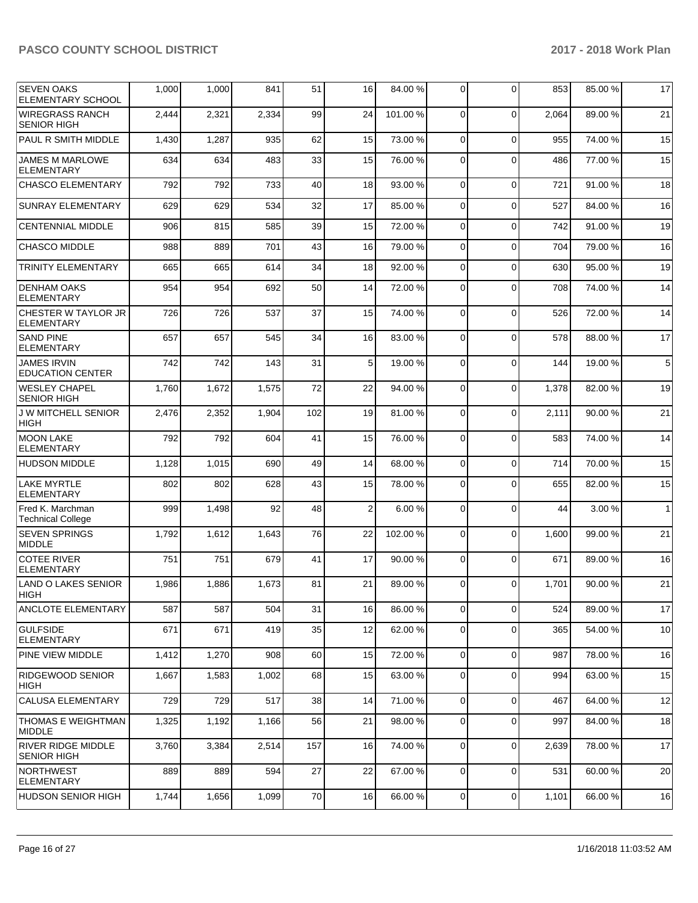| | | | | | | | | | | | |
|---|---|---|---|---|---|---|---|---|---|---|---|
| SEVEN OAKS ELEMENTARY SCHOOL | 1,000 | 1,000 | 841 | 51 | 16 | 84.00 % | 0 | 0 | 853 | 85.00 % | 17 |
| WIREGRASS RANCH SENIOR HIGH | 2,444 | 2,321 | 2,334 | 99 | 24 | 101.00 % | 0 | 0 | 2,064 | 89.00 % | 21 |
| PAUL R SMITH MIDDLE | 1,430 | 1,287 | 935 | 62 | 15 | 73.00 % | 0 | 0 | 955 | 74.00 % | 15 |
| JAMES M MARLOWE ELEMENTARY | 634 | 634 | 483 | 33 | 15 | 76.00 % | 0 | 0 | 486 | 77.00 % | 15 |
| CHASCO ELEMENTARY | 792 | 792 | 733 | 40 | 18 | 93.00 % | 0 | 0 | 721 | 91.00 % | 18 |
| SUNRAY ELEMENTARY | 629 | 629 | 534 | 32 | 17 | 85.00 % | 0 | 0 | 527 | 84.00 % | 16 |
| CENTENNIAL MIDDLE | 906 | 815 | 585 | 39 | 15 | 72.00 % | 0 | 0 | 742 | 91.00 % | 19 |
| CHASCO MIDDLE | 988 | 889 | 701 | 43 | 16 | 79.00 % | 0 | 0 | 704 | 79.00 % | 16 |
| TRINITY ELEMENTARY | 665 | 665 | 614 | 34 | 18 | 92.00 % | 0 | 0 | 630 | 95.00 % | 19 |
| DENHAM OAKS ELEMENTARY | 954 | 954 | 692 | 50 | 14 | 72.00 % | 0 | 0 | 708 | 74.00 % | 14 |
| CHESTER W TAYLOR JR ELEMENTARY | 726 | 726 | 537 | 37 | 15 | 74.00 % | 0 | 0 | 526 | 72.00 % | 14 |
| SAND PINE ELEMENTARY | 657 | 657 | 545 | 34 | 16 | 83.00 % | 0 | 0 | 578 | 88.00 % | 17 |
| JAMES IRVIN EDUCATION CENTER | 742 | 742 | 143 | 31 | 5 | 19.00 % | 0 | 0 | 144 | 19.00 % | 5 |
| WESLEY CHAPEL SENIOR HIGH | 1,760 | 1,672 | 1,575 | 72 | 22 | 94.00 % | 0 | 0 | 1,378 | 82.00 % | 19 |
| J W MITCHELL SENIOR HIGH | 2,476 | 2,352 | 1,904 | 102 | 19 | 81.00 % | 0 | 0 | 2,111 | 90.00 % | 21 |
| MOON LAKE ELEMENTARY | 792 | 792 | 604 | 41 | 15 | 76.00 % | 0 | 0 | 583 | 74.00 % | 14 |
| HUDSON MIDDLE | 1,128 | 1,015 | 690 | 49 | 14 | 68.00 % | 0 | 0 | 714 | 70.00 % | 15 |
| LAKE MYRTLE ELEMENTARY | 802 | 802 | 628 | 43 | 15 | 78.00 % | 0 | 0 | 655 | 82.00 % | 15 |
| Fred K. Marchman Technical College | 999 | 1,498 | 92 | 48 | 2 | 6.00 % | 0 | 0 | 44 | 3.00 % | 1 |
| SEVEN SPRINGS MIDDLE | 1,792 | 1,612 | 1,643 | 76 | 22 | 102.00 % | 0 | 0 | 1,600 | 99.00 % | 21 |
| COTEE RIVER ELEMENTARY | 751 | 751 | 679 | 41 | 17 | 90.00 % | 0 | 0 | 671 | 89.00 % | 16 |
| LAND O LAKES SENIOR HIGH | 1,986 | 1,886 | 1,673 | 81 | 21 | 89.00 % | 0 | 0 | 1,701 | 90.00 % | 21 |
| ANCLOTE ELEMENTARY | 587 | 587 | 504 | 31 | 16 | 86.00 % | 0 | 0 | 524 | 89.00 % | 17 |
| GULFSIDE ELEMENTARY | 671 | 671 | 419 | 35 | 12 | 62.00 % | 0 | 0 | 365 | 54.00 % | 10 |
| PINE VIEW MIDDLE | 1,412 | 1,270 | 908 | 60 | 15 | 72.00 % | 0 | 0 | 987 | 78.00 % | 16 |
| RIDGEWOOD SENIOR HIGH | 1,667 | 1,583 | 1,002 | 68 | 15 | 63.00 % | 0 | 0 | 994 | 63.00 % | 15 |
| CALUSA ELEMENTARY | 729 | 729 | 517 | 38 | 14 | 71.00 % | 0 | 0 | 467 | 64.00 % | 12 |
| THOMAS E WEIGHTMAN MIDDLE | 1,325 | 1,192 | 1,166 | 56 | 21 | 98.00 % | 0 | 0 | 997 | 84.00 % | 18 |
| RIVER RIDGE MIDDLE SENIOR HIGH | 3,760 | 3,384 | 2,514 | 157 | 16 | 74.00 % | 0 | 0 | 2,639 | 78.00 % | 17 |
| NORTHWEST ELEMENTARY | 889 | 889 | 594 | 27 | 22 | 67.00 % | 0 | 0 | 531 | 60.00 % | 20 |
| HUDSON SENIOR HIGH | 1,744 | 1,656 | 1,099 | 70 | 16 | 66.00 % | 0 | 0 | 1,101 | 66.00 % | 16 |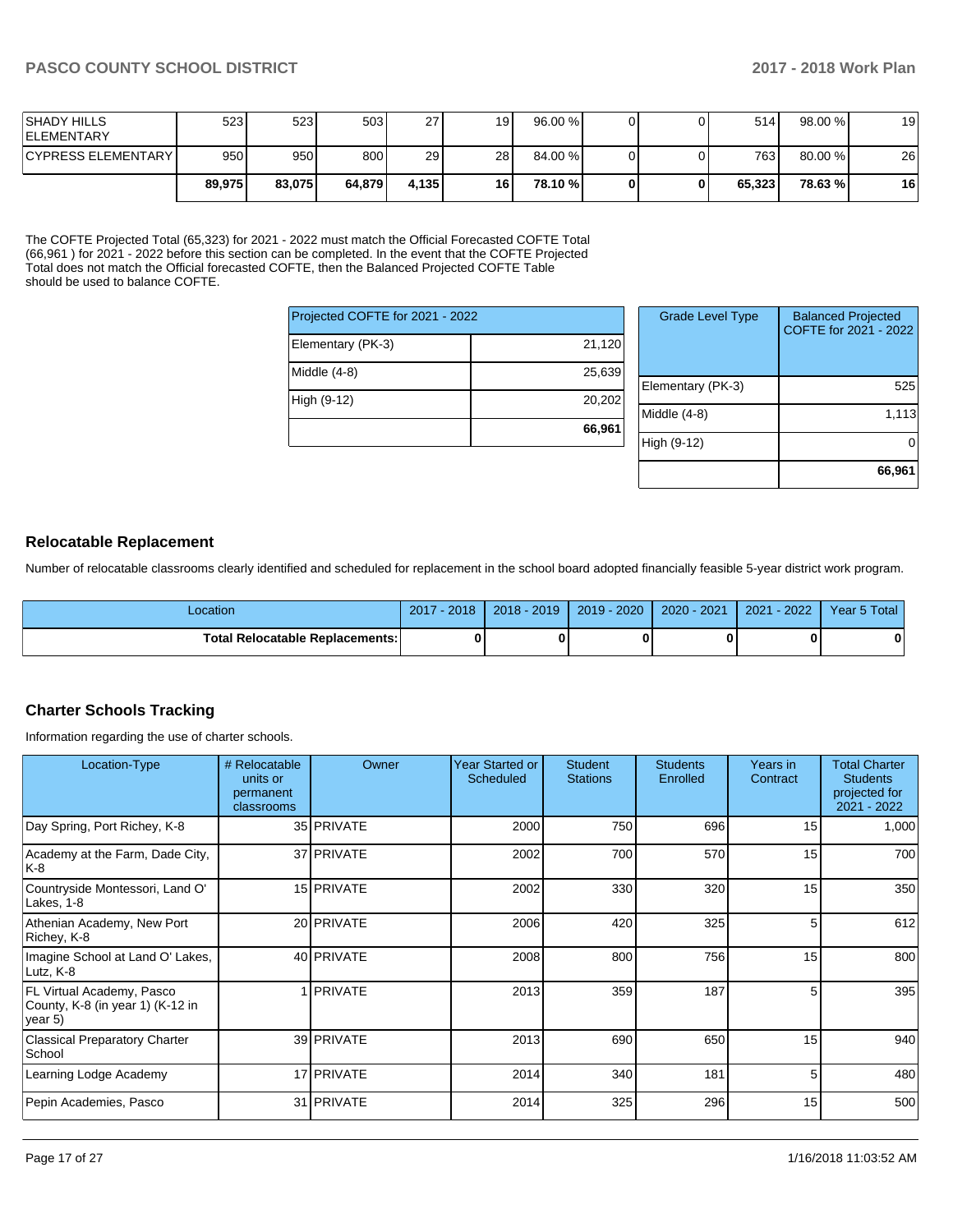| SHADY HILLS ELEMENTARY | 523 | 523 | 503 | 27 | 19 | 96.00 % | 0 | 0 | 514 | 98.00 % | 19 |
|---|---|---|---|---|---|---|---|---|---|---|---|
| CYPRESS ELEMENTARY | 950 | 950 | 800 | 29 | 28 | 84.00 % | 0 | 0 | 763 | 80.00 % | 26 |
| | **89,975** | **83,075** | **64,879** | **4,135** | **16** | **78.10 %** | **0** | **0** | **65,323** | **78.63 %** | **16** |

The COFTE Projected Total (65,323) for 2021 - 2022 must match the Official Forecasted COFTE Total (66,961 ) for 2021 - 2022 before this section can be completed. In the event that the COFTE Projected Total does not match the Official forecasted COFTE, then the Balanced Projected COFTE Table should be used to balance COFTE.

| Projected COFTE for 2021 - 2022 | |
|---|---|
| Elementary (PK-3) | 21,120 |
| Middle (4-8) | 25,639 |
| High (9-12) | 20,202 |
| | **66,961** |

| Grade Level Type | Balanced Projected COFTE for 2021 - 2022 |
|---|---|
| Elementary (PK-3) | 525 |
| Middle (4-8) | 1,113 |
| High (9-12) | 0 |
| | **66,961** |

## Relocatable Replacement

Number of relocatable classrooms clearly identified and scheduled for replacement in the school board adopted financially feasible 5-year district work program.

| Location | 2017 - 2018 | 2018 - 2019 | 2019 - 2020 | 2020 - 2021 | 2021 - 2022 | Year 5 Total |
|---|---|---|---|---|---|---|
| **Total Relocatable Replacements:** | **0** | **0** | **0** | **0** | **0** | **0** |

## Charter Schools Tracking

Information regarding the use of charter schools.

| Location-Type | # Relocatable units or permanent classrooms | Owner | Year Started or Scheduled | Student Stations | Students Enrolled | Years in Contract | Total Charter Students projected for 2021 - 2022 |
|---|---|---|---|---|---|---|---|
| Day Spring, Port Richey, K-8 | 35 | PRIVATE | 2000 | 750 | 696 | 15 | 1,000 |
| Academy at the Farm, Dade City, K-8 | 37 | PRIVATE | 2002 | 700 | 570 | 15 | 700 |
| Countryside Montessori, Land O' Lakes, 1-8 | 15 | PRIVATE | 2002 | 330 | 320 | 15 | 350 |
| Athenian Academy, New Port Richey, K-8 | 20 | PRIVATE | 2006 | 420 | 325 | 5 | 612 |
| Imagine School at Land O' Lakes, Lutz, K-8 | 40 | PRIVATE | 2008 | 800 | 756 | 15 | 800 |
| FL Virtual Academy, Pasco County, K-8 (in year 1) (K-12 in year 5) | 1 | PRIVATE | 2013 | 359 | 187 | 5 | 395 |
| Classical Preparatory Charter School | 39 | PRIVATE | 2013 | 690 | 650 | 15 | 940 |
| Learning Lodge Academy | 17 | PRIVATE | 2014 | 340 | 181 | 5 | 480 |
| Pepin Academies, Pasco | 31 | PRIVATE | 2014 | 325 | 296 | 15 | 500 |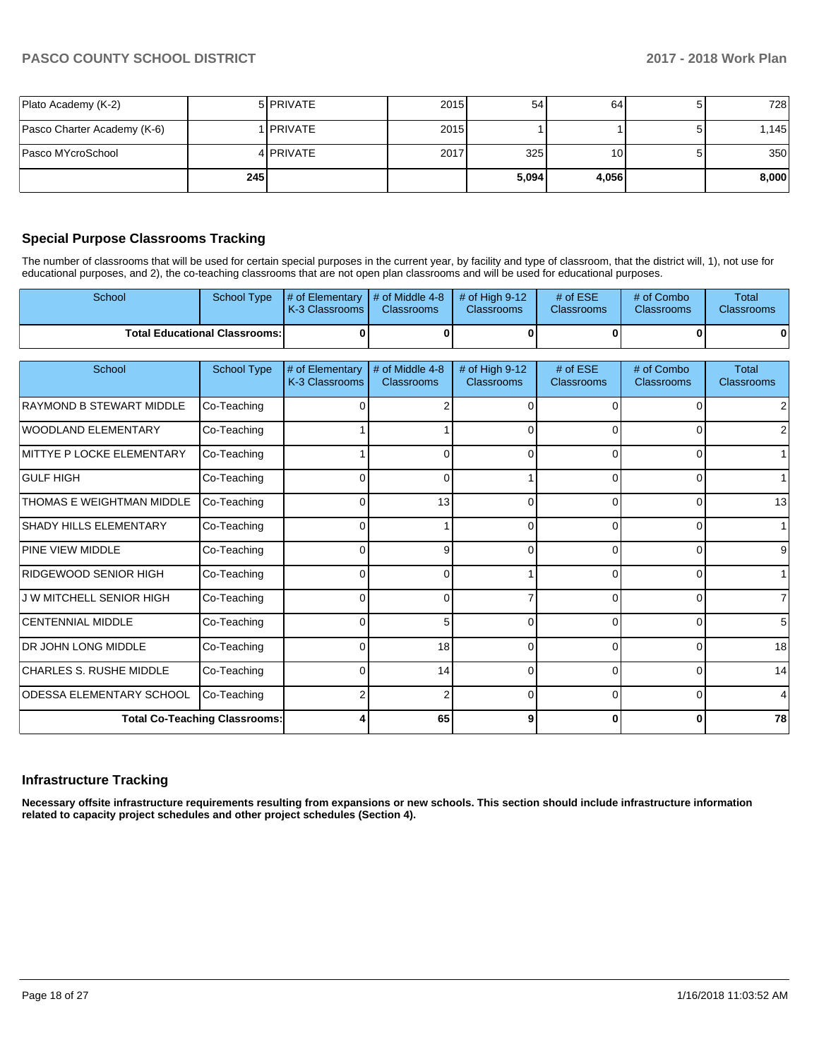| Plato Academy (K-2) | 5 | PRIVATE | 2015 | 54 | 64 | 5 | 728 |
|---|---|---|---|---|---|---|---|
| Pasco Charter Academy (K-6) | 1 | PRIVATE | 2015 | 1 | 1 | 5 | 1,145 |
| Pasco MYcroSchool | 4 | PRIVATE | 2017 | 325 | 10 | 5 | 350 |
| | **245** | | | **5,094** | **4,056** | | **8,000** |

## Special Purpose Classrooms Tracking

The number of classrooms that will be used for certain special purposes in the current year, by facility and type of classroom, that the district will, 1), not use for educational purposes, and 2), the co-teaching classrooms that are not open plan classrooms and will be used for educational purposes.

| School | School Type | # of Elementary K-3 Classrooms | # of Middle 4-8 Classrooms | # of High 9-12 Classrooms | # of ESE Classrooms | # of Combo Classrooms | Total Classrooms |
|---|---|---|---|---|---|---|---|
| **Total Educational Classrooms:** | | **0** | **0** | **0** | **0** | **0** | **0** |

| School | School Type | # of Elementary K-3 Classrooms | # of Middle 4-8 Classrooms | # of High 9-12 Classrooms | # of ESE Classrooms | # of Combo Classrooms | Total Classrooms |
|---|---|---|---|---|---|---|---|
| RAYMOND B STEWART MIDDLE | Co-Teaching | 0 | 2 | 0 | 0 | 0 | 2 |
| WOODLAND ELEMENTARY | Co-Teaching | 1 | 1 | 0 | 0 | 0 | 2 |
| MITTYE P LOCKE ELEMENTARY | Co-Teaching | 1 | 0 | 0 | 0 | 0 | 1 |
| GULF HIGH | Co-Teaching | 0 | 0 | 1 | 0 | 0 | 1 |
| THOMAS E WEIGHTMAN MIDDLE | Co-Teaching | 0 | 13 | 0 | 0 | 0 | 13 |
| SHADY HILLS ELEMENTARY | Co-Teaching | 0 | 1 | 0 | 0 | 0 | 1 |
| PINE VIEW MIDDLE | Co-Teaching | 0 | 9 | 0 | 0 | 0 | 9 |
| RIDGEWOOD SENIOR HIGH | Co-Teaching | 0 | 0 | 1 | 0 | 0 | 1 |
| J W MITCHELL SENIOR HIGH | Co-Teaching | 0 | 0 | 7 | 0 | 0 | 7 |
| CENTENNIAL MIDDLE | Co-Teaching | 0 | 5 | 0 | 0 | 0 | 5 |
| DR JOHN LONG MIDDLE | Co-Teaching | 0 | 18 | 0 | 0 | 0 | 18 |
| CHARLES S. RUSHE MIDDLE | Co-Teaching | 0 | 14 | 0 | 0 | 0 | 14 |
| ODESSA ELEMENTARY SCHOOL | Co-Teaching | 2 | 2 | 0 | 0 | 0 | 4 |
| **Total Co-Teaching Classrooms:** | | **4** | **65** | **9** | **0** | **0** | **78** |

## Infrastructure Tracking

**Necessary offsite infrastructure requirements resulting from expansions or new schools. This section should include infrastructure information related to capacity project schedules and other project schedules (Section 4).**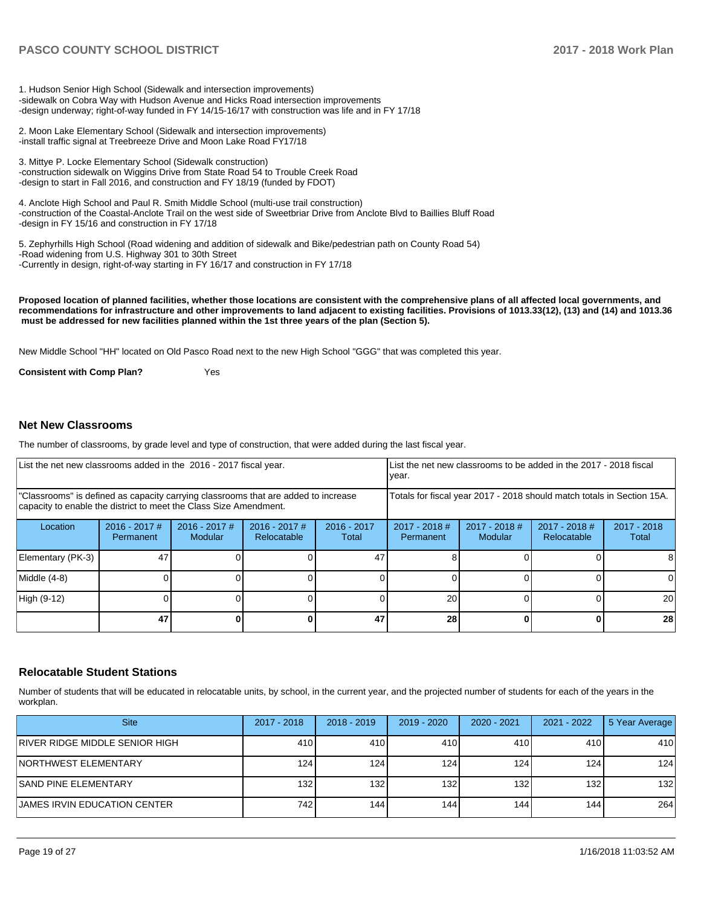1. Hudson Senior High School (Sidewalk and intersection improvements)
-sidewalk on Cobra Way with Hudson Avenue and Hicks Road intersection improvements
-design underway; right-of-way funded in FY 14/15-16/17 with construction was life and in FY 17/18

2. Moon Lake Elementary School (Sidewalk and intersection improvements)
-install traffic signal at Treebreeze Drive and Moon Lake Road FY17/18

3. Mittye P. Locke Elementary School (Sidewalk construction)
-construction sidewalk on Wiggins Drive from State Road 54 to Trouble Creek Road
-design to start in Fall 2016, and construction and FY 18/19 (funded by FDOT)

4. Anclote High School and Paul R. Smith Middle School (multi-use trail construction)
-construction of the Coastal-Anclote Trail on the west side of Sweetbriar Drive from Anclote Blvd to Baillies Bluff Road
-design in FY 15/16 and construction in FY 17/18

5. Zephyrhills High School (Road widening and addition of sidewalk and Bike/pedestrian path on County Road 54)
-Road widening from U.S. Highway 301 to 30th Street
-Currently in design, right-of-way starting in FY 16/17 and construction in FY 17/18

**Proposed location of planned facilities, whether those locations are consistent with the comprehensive plans of all affected local governments, and recommendations for infrastructure and other improvements to land adjacent to existing facilities. Provisions of 1013.33(12), (13) and (14) and 1013.36 must be addressed for new facilities planned within the 1st three years of the plan (Section 5).**

New Middle School "HH" located on Old Pasco Road next to the new High School "GGG" that was completed this year.

**Consistent with Comp Plan?** Yes

### Net New Classrooms

The number of classrooms, by grade level and type of construction, that were added during the last fiscal year.

| List the net new classrooms added in the 2016 - 2017 fiscal year. | | | | List the net new classrooms to be added in the 2017 - 2018 fiscal year. | | | |
|---|---|---|---|---|---|---|---|
| "Classrooms" is defined as capacity carrying classrooms that are added to increase capacity to enable the district to meet the Class Size Amendment. | | | | Totals for fiscal year 2017 - 2018 should match totals in Section 15A. | | | |
| Location | 2016 - 2017 # Permanent | 2016 - 2017 # Modular | 2016 - 2017 # Relocatable | 2016 - 2017 Total | 2017 - 2018 # Permanent | 2017 - 2018 # Modular | 2017 - 2018 # Relocatable | 2017 - 2018 Total |
| Elementary (PK-3) | 47 | 0 | 0 | 47 | 8 | 0 | 0 | 8 |
| Middle (4-8) | 0 | 0 | 0 | 0 | 0 | 0 | 0 | 0 |
| High (9-12) | 0 | 0 | 0 | 0 | 20 | 0 | 0 | 20 |
| | **47** | **0** | **0** | **47** | **28** | **0** | **0** | **28** |

### Relocatable Student Stations

Number of students that will be educated in relocatable units, by school, in the current year, and the projected number of students for each of the years in the workplan.

| Site | 2017 - 2018 | 2018 - 2019 | 2019 - 2020 | 2020 - 2021 | 2021 - 2022 | 5 Year Average |
|---|---|---|---|---|---|---|
| RIVER RIDGE MIDDLE SENIOR HIGH | 410 | 410 | 410 | 410 | 410 | 410 |
| NORTHWEST ELEMENTARY | 124 | 124 | 124 | 124 | 124 | 124 |
| SAND PINE ELEMENTARY | 132 | 132 | 132 | 132 | 132 | 132 |
| JAMES IRVIN EDUCATION CENTER | 742 | 144 | 144 | 144 | 144 | 264 |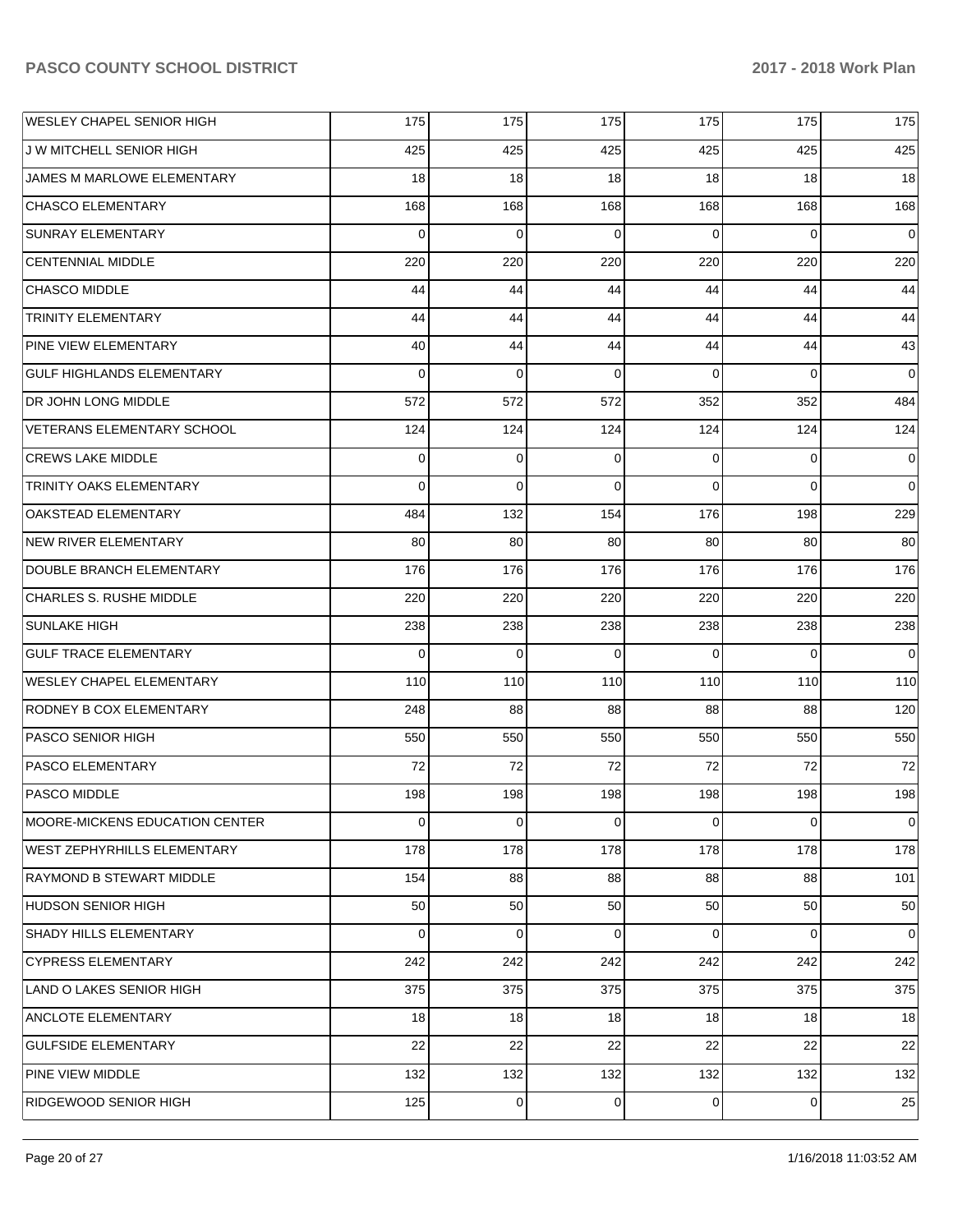| | | | | | | |
|---|---|---|---|---|---|---|
| WESLEY CHAPEL SENIOR HIGH | 175 | 175 | 175 | 175 | 175 | 175 |
| J W MITCHELL SENIOR HIGH | 425 | 425 | 425 | 425 | 425 | 425 |
| JAMES M MARLOWE ELEMENTARY | 18 | 18 | 18 | 18 | 18 | 18 |
| CHASCO ELEMENTARY | 168 | 168 | 168 | 168 | 168 | 168 |
| SUNRAY ELEMENTARY | 0 | 0 | 0 | 0 | 0 | 0 |
| CENTENNIAL MIDDLE | 220 | 220 | 220 | 220 | 220 | 220 |
| CHASCO MIDDLE | 44 | 44 | 44 | 44 | 44 | 44 |
| TRINITY ELEMENTARY | 44 | 44 | 44 | 44 | 44 | 44 |
| PINE VIEW ELEMENTARY | 40 | 44 | 44 | 44 | 44 | 43 |
| GULF HIGHLANDS ELEMENTARY | 0 | 0 | 0 | 0 | 0 | 0 |
| DR JOHN LONG MIDDLE | 572 | 572 | 572 | 352 | 352 | 484 |
| VETERANS ELEMENTARY SCHOOL | 124 | 124 | 124 | 124 | 124 | 124 |
| CREWS LAKE MIDDLE | 0 | 0 | 0 | 0 | 0 | 0 |
| TRINITY OAKS ELEMENTARY | 0 | 0 | 0 | 0 | 0 | 0 |
| OAKSTEAD ELEMENTARY | 484 | 132 | 154 | 176 | 198 | 229 |
| NEW RIVER ELEMENTARY | 80 | 80 | 80 | 80 | 80 | 80 |
| DOUBLE BRANCH ELEMENTARY | 176 | 176 | 176 | 176 | 176 | 176 |
| CHARLES S. RUSHE MIDDLE | 220 | 220 | 220 | 220 | 220 | 220 |
| SUNLAKE HIGH | 238 | 238 | 238 | 238 | 238 | 238 |
| GULF TRACE ELEMENTARY | 0 | 0 | 0 | 0 | 0 | 0 |
| WESLEY CHAPEL ELEMENTARY | 110 | 110 | 110 | 110 | 110 | 110 |
| RODNEY B COX ELEMENTARY | 248 | 88 | 88 | 88 | 88 | 120 |
| PASCO SENIOR HIGH | 550 | 550 | 550 | 550 | 550 | 550 |
| PASCO ELEMENTARY | 72 | 72 | 72 | 72 | 72 | 72 |
| PASCO MIDDLE | 198 | 198 | 198 | 198 | 198 | 198 |
| MOORE-MICKENS EDUCATION CENTER | 0 | 0 | 0 | 0 | 0 | 0 |
| WEST ZEPHYRHILLS ELEMENTARY | 178 | 178 | 178 | 178 | 178 | 178 |
| RAYMOND B STEWART MIDDLE | 154 | 88 | 88 | 88 | 88 | 101 |
| HUDSON SENIOR HIGH | 50 | 50 | 50 | 50 | 50 | 50 |
| SHADY HILLS ELEMENTARY | 0 | 0 | 0 | 0 | 0 | 0 |
| CYPRESS ELEMENTARY | 242 | 242 | 242 | 242 | 242 | 242 |
| LAND O LAKES SENIOR HIGH | 375 | 375 | 375 | 375 | 375 | 375 |
| ANCLOTE ELEMENTARY | 18 | 18 | 18 | 18 | 18 | 18 |
| GULFSIDE ELEMENTARY | 22 | 22 | 22 | 22 | 22 | 22 |
| PINE VIEW MIDDLE | 132 | 132 | 132 | 132 | 132 | 132 |
| RIDGEWOOD SENIOR HIGH | 125 | 0 | 0 | 0 | 0 | 25 |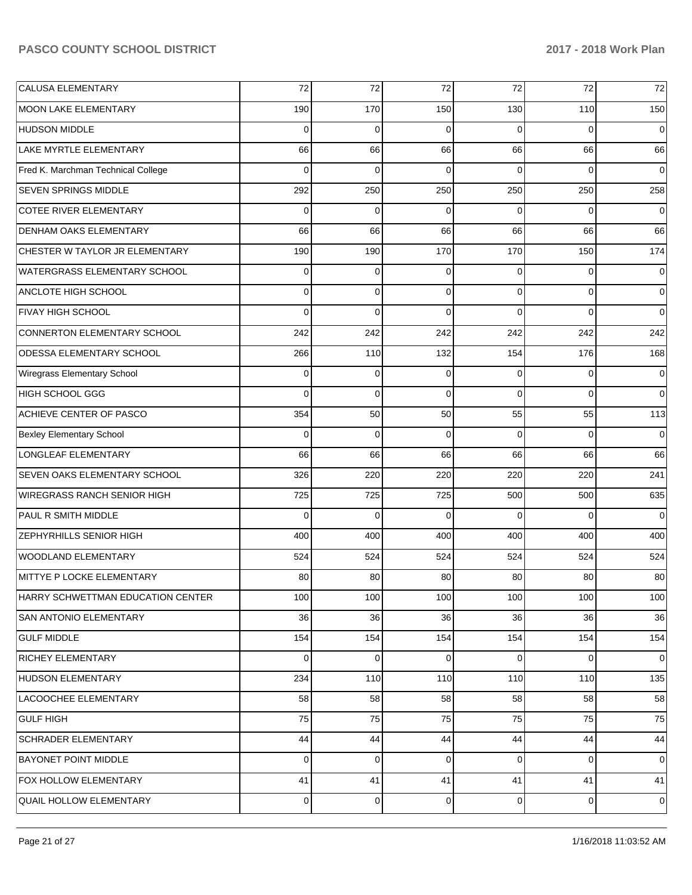| | | | | | | |
|---|---|---|---|---|---|---|
| CALUSA ELEMENTARY | 72 | 72 | 72 | 72 | 72 | 72 |
| MOON LAKE ELEMENTARY | 190 | 170 | 150 | 130 | 110 | 150 |
| HUDSON MIDDLE | 0 | 0 | 0 | 0 | 0 | 0 |
| LAKE MYRTLE ELEMENTARY | 66 | 66 | 66 | 66 | 66 | 66 |
| Fred K. Marchman Technical College | 0 | 0 | 0 | 0 | 0 | 0 |
| SEVEN SPRINGS MIDDLE | 292 | 250 | 250 | 250 | 250 | 258 |
| COTEE RIVER ELEMENTARY | 0 | 0 | 0 | 0 | 0 | 0 |
| DENHAM OAKS ELEMENTARY | 66 | 66 | 66 | 66 | 66 | 66 |
| CHESTER W TAYLOR JR ELEMENTARY | 190 | 190 | 170 | 170 | 150 | 174 |
| WATERGRASS ELEMENTARY SCHOOL | 0 | 0 | 0 | 0 | 0 | 0 |
| ANCLOTE HIGH SCHOOL | 0 | 0 | 0 | 0 | 0 | 0 |
| FIVAY HIGH SCHOOL | 0 | 0 | 0 | 0 | 0 | 0 |
| CONNERTON ELEMENTARY SCHOOL | 242 | 242 | 242 | 242 | 242 | 242 |
| ODESSA ELEMENTARY SCHOOL | 266 | 110 | 132 | 154 | 176 | 168 |
| Wiregrass Elementary School | 0 | 0 | 0 | 0 | 0 | 0 |
| HIGH SCHOOL GGG | 0 | 0 | 0 | 0 | 0 | 0 |
| ACHIEVE CENTER OF PASCO | 354 | 50 | 50 | 55 | 55 | 113 |
| Bexley Elementary School | 0 | 0 | 0 | 0 | 0 | 0 |
| LONGLEAF ELEMENTARY | 66 | 66 | 66 | 66 | 66 | 66 |
| SEVEN OAKS ELEMENTARY SCHOOL | 326 | 220 | 220 | 220 | 220 | 241 |
| WIREGRASS RANCH SENIOR HIGH | 725 | 725 | 725 | 500 | 500 | 635 |
| PAUL R SMITH MIDDLE | 0 | 0 | 0 | 0 | 0 | 0 |
| ZEPHYRHILLS SENIOR HIGH | 400 | 400 | 400 | 400 | 400 | 400 |
| WOODLAND ELEMENTARY | 524 | 524 | 524 | 524 | 524 | 524 |
| MITTYE P LOCKE ELEMENTARY | 80 | 80 | 80 | 80 | 80 | 80 |
| HARRY SCHWETTMAN EDUCATION CENTER | 100 | 100 | 100 | 100 | 100 | 100 |
| SAN ANTONIO ELEMENTARY | 36 | 36 | 36 | 36 | 36 | 36 |
| GULF MIDDLE | 154 | 154 | 154 | 154 | 154 | 154 |
| RICHEY ELEMENTARY | 0 | 0 | 0 | 0 | 0 | 0 |
| HUDSON ELEMENTARY | 234 | 110 | 110 | 110 | 110 | 135 |
| LACOOCHEE ELEMENTARY | 58 | 58 | 58 | 58 | 58 | 58 |
| GULF HIGH | 75 | 75 | 75 | 75 | 75 | 75 |
| SCHRADER ELEMENTARY | 44 | 44 | 44 | 44 | 44 | 44 |
| BAYONET POINT MIDDLE | 0 | 0 | 0 | 0 | 0 | 0 |
| FOX HOLLOW ELEMENTARY | 41 | 41 | 41 | 41 | 41 | 41 |
| QUAIL HOLLOW ELEMENTARY | 0 | 0 | 0 | 0 | 0 | 0 |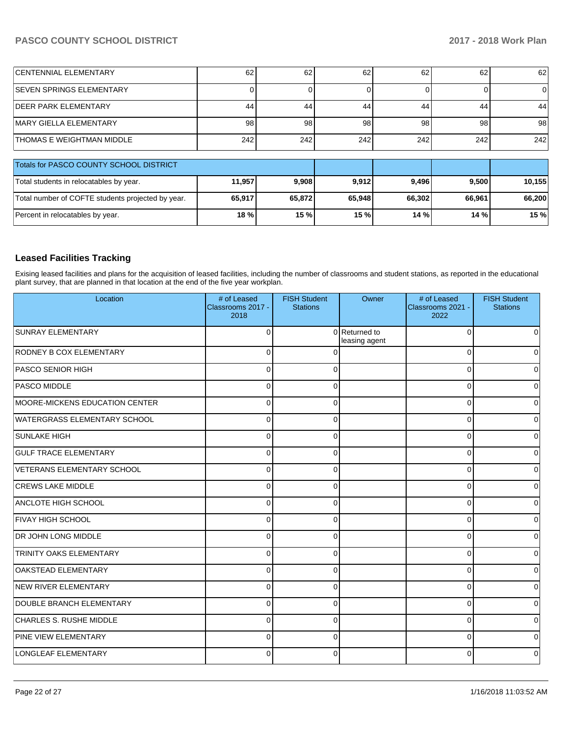| | | | | | | |
|---|---|---|---|---|---|---|
| CENTENNIAL ELEMENTARY | 62 | 62 | 62 | 62 | 62 | 62 |
| SEVEN SPRINGS ELEMENTARY | 0 | 0 | 0 | 0 | 0 | 0 |
| DEER PARK ELEMENTARY | 44 | 44 | 44 | 44 | 44 | 44 |
| MARY GIELLA ELEMENTARY | 98 | 98 | 98 | 98 | 98 | 98 |
| THOMAS E WEIGHTMAN MIDDLE | 242 | 242 | 242 | 242 | 242 | 242 |

| Totals for PASCO COUNTY SCHOOL DISTRICT | | | | | | |
|---|---|---|---|---|---|---|
| Total students in relocatables by year. | **11,957** | **9,908** | **9,912** | **9,496** | **9,500** | **10,155** |
| Total number of COFTE students projected by year. | **65,917** | **65,872** | **65,948** | **66,302** | **66,961** | **66,200** |
| Percent in relocatables by year. | **18 %** | **15 %** | **15 %** | **14 %** | **14 %** | **15 %** |

## Leased Facilities Tracking

Exising leased facilities and plans for the acquisition of leased facilities, including the number of classrooms and student stations, as reported in the educational plant survey, that are planned in that location at the end of the five year workplan.

| Location | # of Leased Classrooms 2017 - 2018 | FISH Student Stations | Owner | # of Leased Classrooms 2021 - 2022 | FISH Student Stations |
|---|---|---|---|---|---|
| SUNRAY ELEMENTARY | 0 | 0 | Returned to leasing agent | 0 | 0 |
| RODNEY B COX ELEMENTARY | 0 | 0 | | 0 | 0 |
| PASCO SENIOR HIGH | 0 | 0 | | 0 | 0 |
| PASCO MIDDLE | 0 | 0 | | 0 | 0 |
| MOORE-MICKENS EDUCATION CENTER | 0 | 0 | | 0 | 0 |
| WATERGRASS ELEMENTARY SCHOOL | 0 | 0 | | 0 | 0 |
| SUNLAKE HIGH | 0 | 0 | | 0 | 0 |
| GULF TRACE ELEMENTARY | 0 | 0 | | 0 | 0 |
| VETERANS ELEMENTARY SCHOOL | 0 | 0 | | 0 | 0 |
| CREWS LAKE MIDDLE | 0 | 0 | | 0 | 0 |
| ANCLOTE HIGH SCHOOL | 0 | 0 | | 0 | 0 |
| FIVAY HIGH SCHOOL | 0 | 0 | | 0 | 0 |
| DR JOHN LONG MIDDLE | 0 | 0 | | 0 | 0 |
| TRINITY OAKS ELEMENTARY | 0 | 0 | | 0 | 0 |
| OAKSTEAD ELEMENTARY | 0 | 0 | | 0 | 0 |
| NEW RIVER ELEMENTARY | 0 | 0 | | 0 | 0 |
| DOUBLE BRANCH ELEMENTARY | 0 | 0 | | 0 | 0 |
| CHARLES S. RUSHE MIDDLE | 0 | 0 | | 0 | 0 |
| PINE VIEW ELEMENTARY | 0 | 0 | | 0 | 0 |
| LONGLEAF ELEMENTARY | 0 | 0 | | 0 | 0 |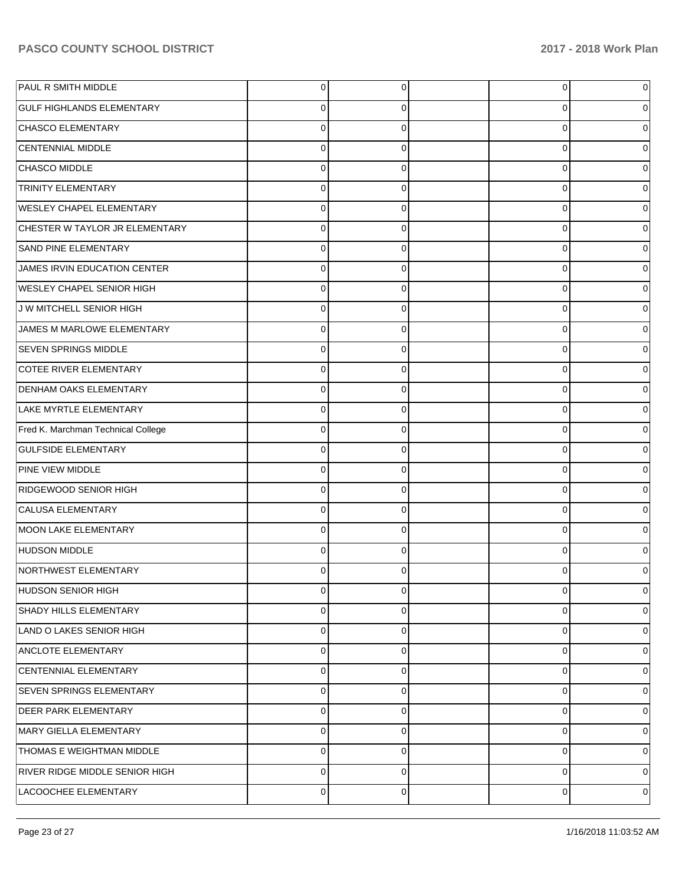| | | | | | |
|---|---|---|---|---|---|
| PAUL R SMITH MIDDLE | 0 | 0 | | 0 | 0 |
| GULF HIGHLANDS ELEMENTARY | 0 | 0 | | 0 | 0 |
| CHASCO ELEMENTARY | 0 | 0 | | 0 | 0 |
| CENTENNIAL MIDDLE | 0 | 0 | | 0 | 0 |
| CHASCO MIDDLE | 0 | 0 | | 0 | 0 |
| TRINITY ELEMENTARY | 0 | 0 | | 0 | 0 |
| WESLEY CHAPEL ELEMENTARY | 0 | 0 | | 0 | 0 |
| CHESTER W TAYLOR JR ELEMENTARY | 0 | 0 | | 0 | 0 |
| SAND PINE ELEMENTARY | 0 | 0 | | 0 | 0 |
| JAMES IRVIN EDUCATION CENTER | 0 | 0 | | 0 | 0 |
| WESLEY CHAPEL SENIOR HIGH | 0 | 0 | | 0 | 0 |
| J W MITCHELL SENIOR HIGH | 0 | 0 | | 0 | 0 |
| JAMES M MARLOWE ELEMENTARY | 0 | 0 | | 0 | 0 |
| SEVEN SPRINGS MIDDLE | 0 | 0 | | 0 | 0 |
| COTEE RIVER ELEMENTARY | 0 | 0 | | 0 | 0 |
| DENHAM OAKS ELEMENTARY | 0 | 0 | | 0 | 0 |
| LAKE MYRTLE ELEMENTARY | 0 | 0 | | 0 | 0 |
| Fred K. Marchman Technical College | 0 | 0 | | 0 | 0 |
| GULFSIDE ELEMENTARY | 0 | 0 | | 0 | 0 |
| PINE VIEW MIDDLE | 0 | 0 | | 0 | 0 |
| RIDGEWOOD SENIOR HIGH | 0 | 0 | | 0 | 0 |
| CALUSA ELEMENTARY | 0 | 0 | | 0 | 0 |
| MOON LAKE ELEMENTARY | 0 | 0 | | 0 | 0 |
| HUDSON MIDDLE | 0 | 0 | | 0 | 0 |
| NORTHWEST ELEMENTARY | 0 | 0 | | 0 | 0 |
| HUDSON SENIOR HIGH | 0 | 0 | | 0 | 0 |
| SHADY HILLS ELEMENTARY | 0 | 0 | | 0 | 0 |
| LAND O LAKES SENIOR HIGH | 0 | 0 | | 0 | 0 |
| ANCLOTE ELEMENTARY | 0 | 0 | | 0 | 0 |
| CENTENNIAL ELEMENTARY | 0 | 0 | | 0 | 0 |
| SEVEN SPRINGS ELEMENTARY | 0 | 0 | | 0 | 0 |
| DEER PARK ELEMENTARY | 0 | 0 | | 0 | 0 |
| MARY GIELLA ELEMENTARY | 0 | 0 | | 0 | 0 |
| THOMAS E WEIGHTMAN MIDDLE | 0 | 0 | | 0 | 0 |
| RIVER RIDGE MIDDLE SENIOR HIGH | 0 | 0 | | 0 | 0 |
| LACOOCHEE ELEMENTARY | 0 | 0 | | 0 | 0 |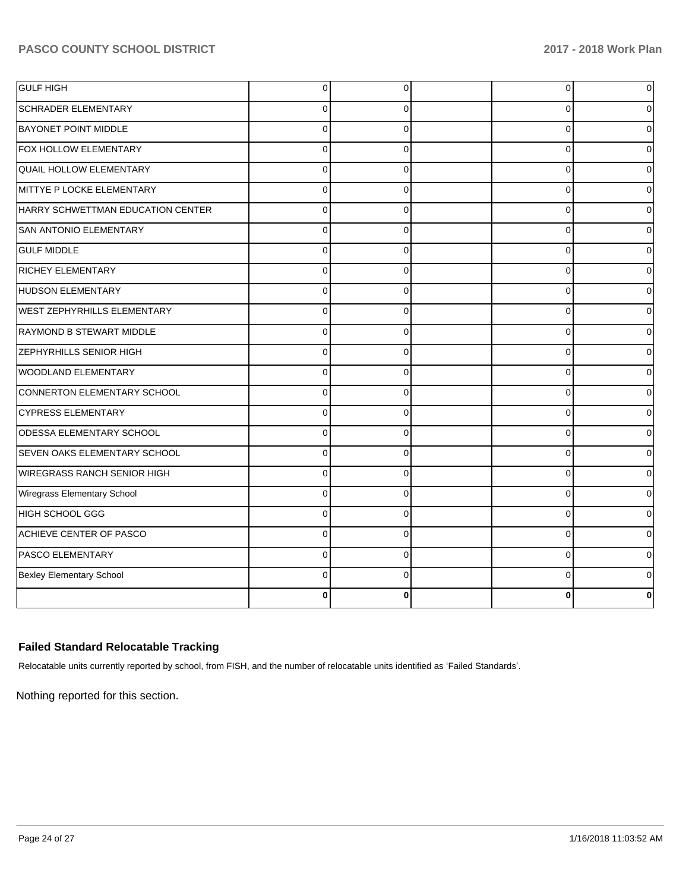| | | | | | |
|---|---|---|---|---|---|
| GULF HIGH | 0 | 0 | | 0 | 0 |
| SCHRADER ELEMENTARY | 0 | 0 | | 0 | 0 |
| BAYONET POINT MIDDLE | 0 | 0 | | 0 | 0 |
| FOX HOLLOW ELEMENTARY | 0 | 0 | | 0 | 0 |
| QUAIL HOLLOW ELEMENTARY | 0 | 0 | | 0 | 0 |
| MITTYE P LOCKE ELEMENTARY | 0 | 0 | | 0 | 0 |
| HARRY SCHWETTMAN EDUCATION CENTER | 0 | 0 | | 0 | 0 |
| SAN ANTONIO ELEMENTARY | 0 | 0 | | 0 | 0 |
| GULF MIDDLE | 0 | 0 | | 0 | 0 |
| RICHEY ELEMENTARY | 0 | 0 | | 0 | 0 |
| HUDSON ELEMENTARY | 0 | 0 | | 0 | 0 |
| WEST ZEPHYRHILLS ELEMENTARY | 0 | 0 | | 0 | 0 |
| RAYMOND B STEWART MIDDLE | 0 | 0 | | 0 | 0 |
| ZEPHYRHILLS SENIOR HIGH | 0 | 0 | | 0 | 0 |
| WOODLAND ELEMENTARY | 0 | 0 | | 0 | 0 |
| CONNERTON ELEMENTARY SCHOOL | 0 | 0 | | 0 | 0 |
| CYPRESS ELEMENTARY | 0 | 0 | | 0 | 0 |
| ODESSA ELEMENTARY SCHOOL | 0 | 0 | | 0 | 0 |
| SEVEN OAKS ELEMENTARY SCHOOL | 0 | 0 | | 0 | 0 |
| WIREGRASS RANCH SENIOR HIGH | 0 | 0 | | 0 | 0 |
| Wiregrass Elementary School | 0 | 0 | | 0 | 0 |
| HIGH SCHOOL GGG | 0 | 0 | | 0 | 0 |
| ACHIEVE CENTER OF PASCO | 0 | 0 | | 0 | 0 |
| PASCO ELEMENTARY | 0 | 0 | | 0 | 0 |
| Bexley Elementary School | 0 | 0 | | 0 | 0 |
| | **0** | **0** | | **0** | **0** |

### Failed Standard Relocatable Tracking

Relocatable units currently reported by school, from FISH, and the number of relocatable units identified as 'Failed Standards'.

Nothing reported for this section.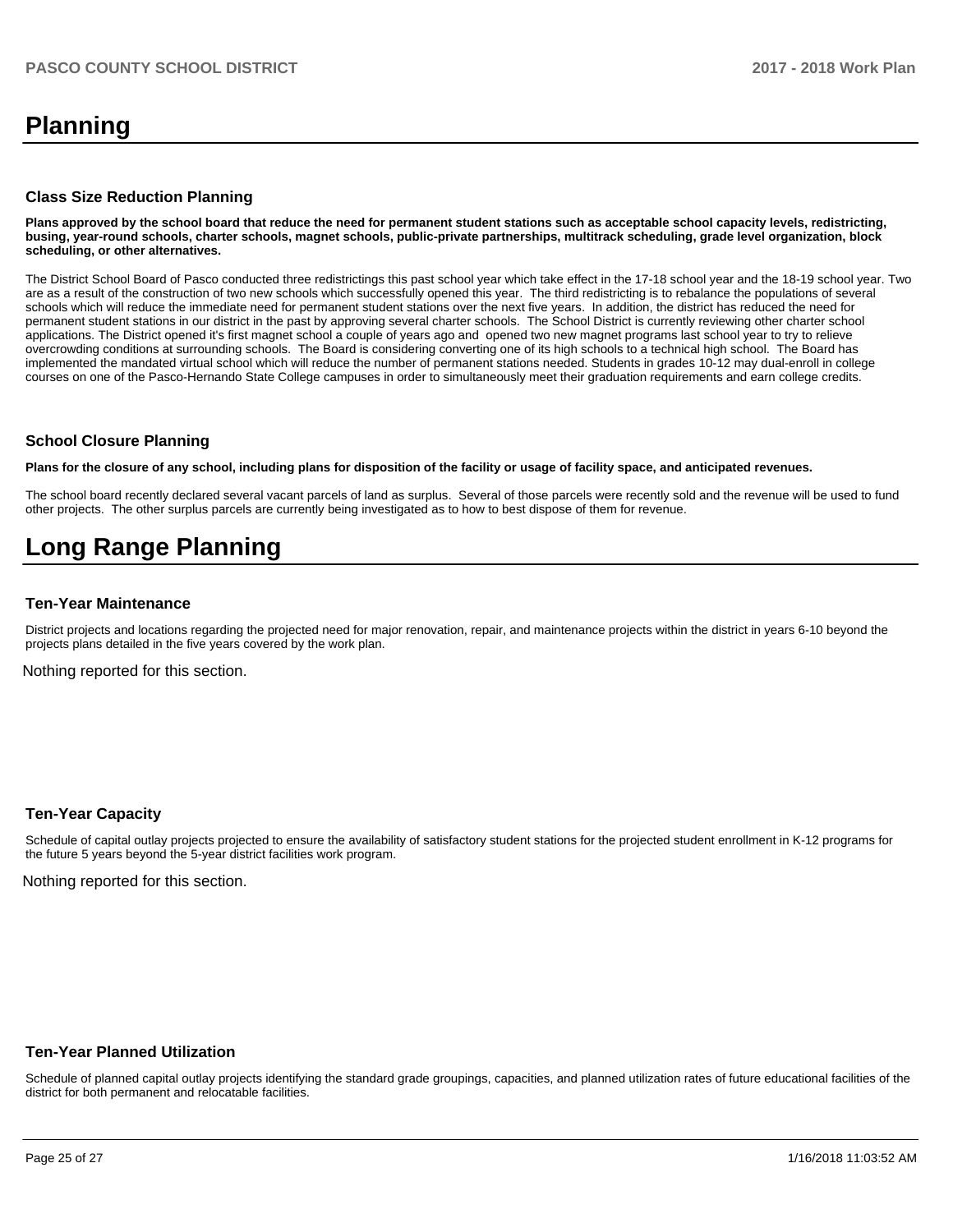# Planning

### Class Size Reduction Planning

**Plans approved by the school board that reduce the need for permanent student stations such as acceptable school capacity levels, redistricting, busing, year-round schools, charter schools, magnet schools, public-private partnerships, multitrack scheduling, grade level organization, block scheduling, or other alternatives.**

The District School Board of Pasco conducted three redistrictings this past school year which take effect in the 17-18 school year and the 18-19 school year. Two are as a result of the construction of two new schools which successfully opened this year. The third redistricting is to rebalance the populations of several schools which will reduce the immediate need for permanent student stations over the next five years. In addition, the district has reduced the need for permanent student stations in our district in the past by approving several charter schools. The School District is currently reviewing other charter school applications. The District opened it's first magnet school a couple of years ago and opened two new magnet programs last school year to try to relieve overcrowding conditions at surrounding schools. The Board is considering converting one of its high schools to a technical high school. The Board has implemented the mandated virtual school which will reduce the number of permanent stations needed. Students in grades 10-12 may dual-enroll in college courses on one of the Pasco-Hernando State College campuses in order to simultaneously meet their graduation requirements and earn college credits.

### School Closure Planning

**Plans for the closure of any school, including plans for disposition of the facility or usage of facility space, and anticipated revenues.**

The school board recently declared several vacant parcels of land as surplus. Several of those parcels were recently sold and the revenue will be used to fund other projects. The other surplus parcels are currently being investigated as to how to best dispose of them for revenue.

# Long Range Planning

### Ten-Year Maintenance

District projects and locations regarding the projected need for major renovation, repair, and maintenance projects within the district in years 6-10 beyond the projects plans detailed in the five years covered by the work plan.

Nothing reported for this section.

### Ten-Year Capacity

Schedule of capital outlay projects projected to ensure the availability of satisfactory student stations for the projected student enrollment in K-12 programs for the future 5 years beyond the 5-year district facilities work program.

Nothing reported for this section.

### Ten-Year Planned Utilization

Schedule of planned capital outlay projects identifying the standard grade groupings, capacities, and planned utilization rates of future educational facilities of the district for both permanent and relocatable facilities.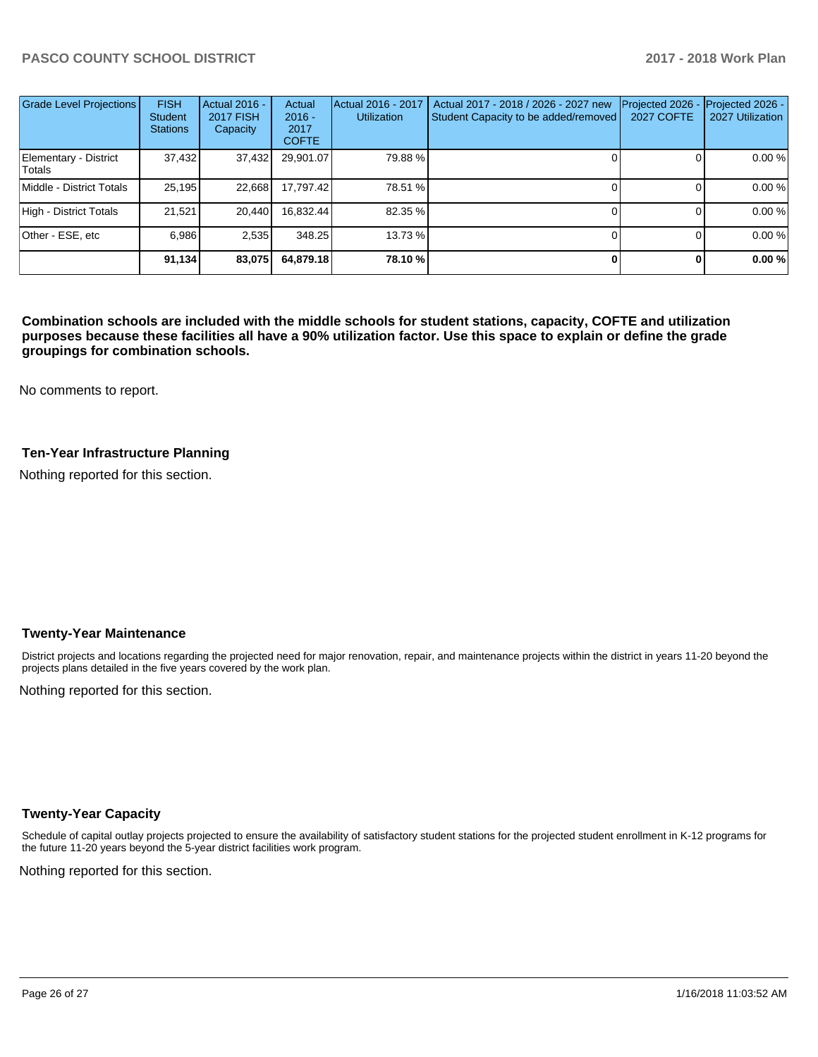| Grade Level Projections | FISH Student Stations | Actual 2016 - 2017 FISH Capacity | Actual 2016 - 2017 COFTE | Actual 2016 - 2017 Utilization | Actual 2017 - 2018 / 2026 - 2027 new Student Capacity to be added/removed | Projected 2026 - 2027 COFTE | Projected 2026 - 2027 Utilization |
|---|---|---|---|---|---|---|---|
| Elementary - District Totals | 37,432 | 37,432 | 29,901.07 | 79.88 % | 0 | 0 | 0.00 % |
| Middle - District Totals | 25,195 | 22,668 | 17,797.42 | 78.51 % | 0 | 0 | 0.00 % |
| High - District Totals | 21,521 | 20,440 | 16,832.44 | 82.35 % | 0 | 0 | 0.00 % |
| Other - ESE, etc | 6,986 | 2,535 | 348.25 | 13.73 % | 0 | 0 | 0.00 % |
| | **91,134** | **83,075** | **64,879.18** | **78.10 %** | **0** | **0** | **0.00 %** |

**Combination schools are included with the middle schools for student stations, capacity, COFTE and utilization purposes because these facilities all have a 90% utilization factor. Use this space to explain or define the grade groupings for combination schools.**

No comments to report.

### Ten-Year Infrastructure Planning

Nothing reported for this section.

### Twenty-Year Maintenance

District projects and locations regarding the projected need for major renovation, repair, and maintenance projects within the district in years 11-20 beyond the projects plans detailed in the five years covered by the work plan.

Nothing reported for this section.

### Twenty-Year Capacity

Schedule of capital outlay projects projected to ensure the availability of satisfactory student stations for the projected student enrollment in K-12 programs for the future 11-20 years beyond the 5-year district facilities work program.

Nothing reported for this section.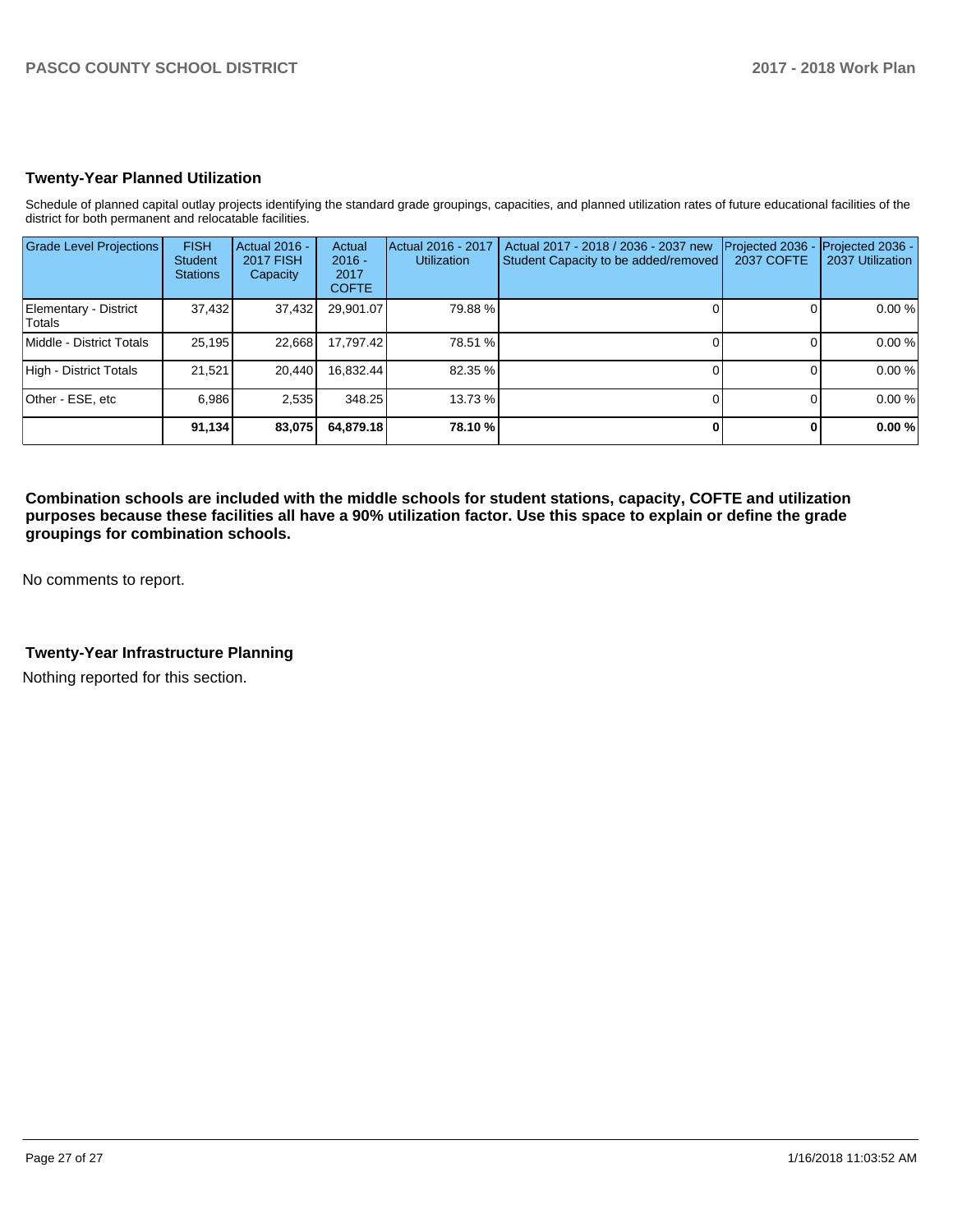## Twenty-Year Planned Utilization

Schedule of planned capital outlay projects identifying the standard grade groupings, capacities, and planned utilization rates of future educational facilities of the district for both permanent and relocatable facilities.

| Grade Level Projections | FISH Student Stations | Actual 2016 - 2017 FISH Capacity | Actual 2016 - 2017 COFTE | Actual 2016 - 2017 Utilization | Actual 2017 - 2018 / 2036 - 2037 new Student Capacity to be added/removed | Projected 2036 - 2037 COFTE | Projected 2036 - 2037 Utilization |
|---|---|---|---|---|---|---|---|
| Elementary - District Totals | 37,432 | 37,432 | 29,901.07 | 79.88 % | 0 | 0 | 0.00 % |
| Middle - District Totals | 25,195 | 22,668 | 17,797.42 | 78.51 % | 0 | 0 | 0.00 % |
| High - District Totals | 21,521 | 20,440 | 16,832.44 | 82.35 % | 0 | 0 | 0.00 % |
| Other - ESE, etc | 6,986 | 2,535 | 348.25 | 13.73 % | 0 | 0 | 0.00 % |
| | **91,134** | **83,075** | **64,879.18** | **78.10 %** | **0** | **0** | **0.00 %** |

**Combination schools are included with the middle schools for student stations, capacity, COFTE and utilization purposes because these facilities all have a 90% utilization factor. Use this space to explain or define the grade groupings for combination schools.**

No comments to report.

## Twenty-Year Infrastructure Planning

Nothing reported for this section.